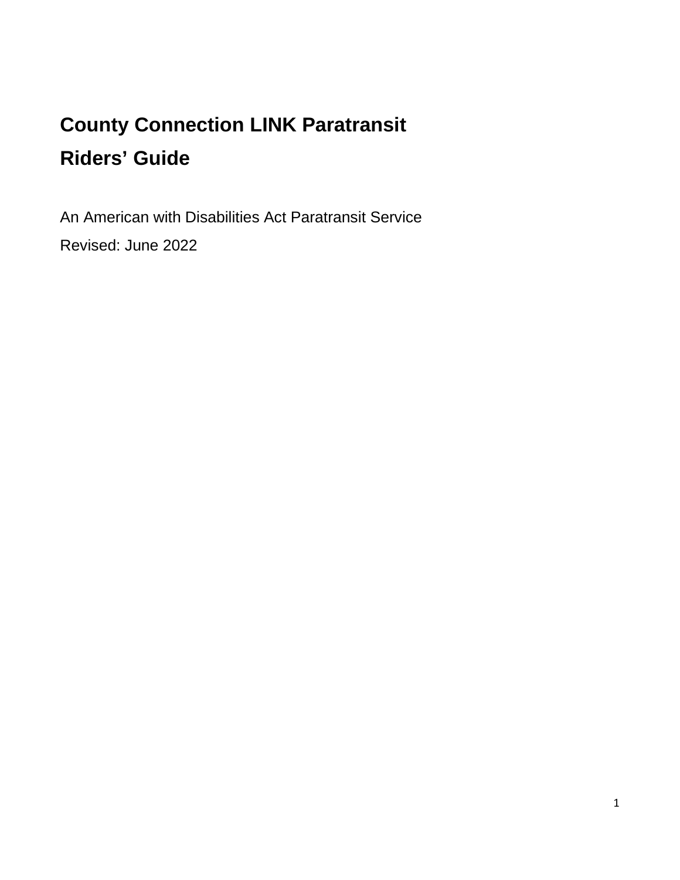# County Connection LINK Paratransit

# Riders' Guide

An American with Disabilities Act Paratransit Service

Revised: June 2022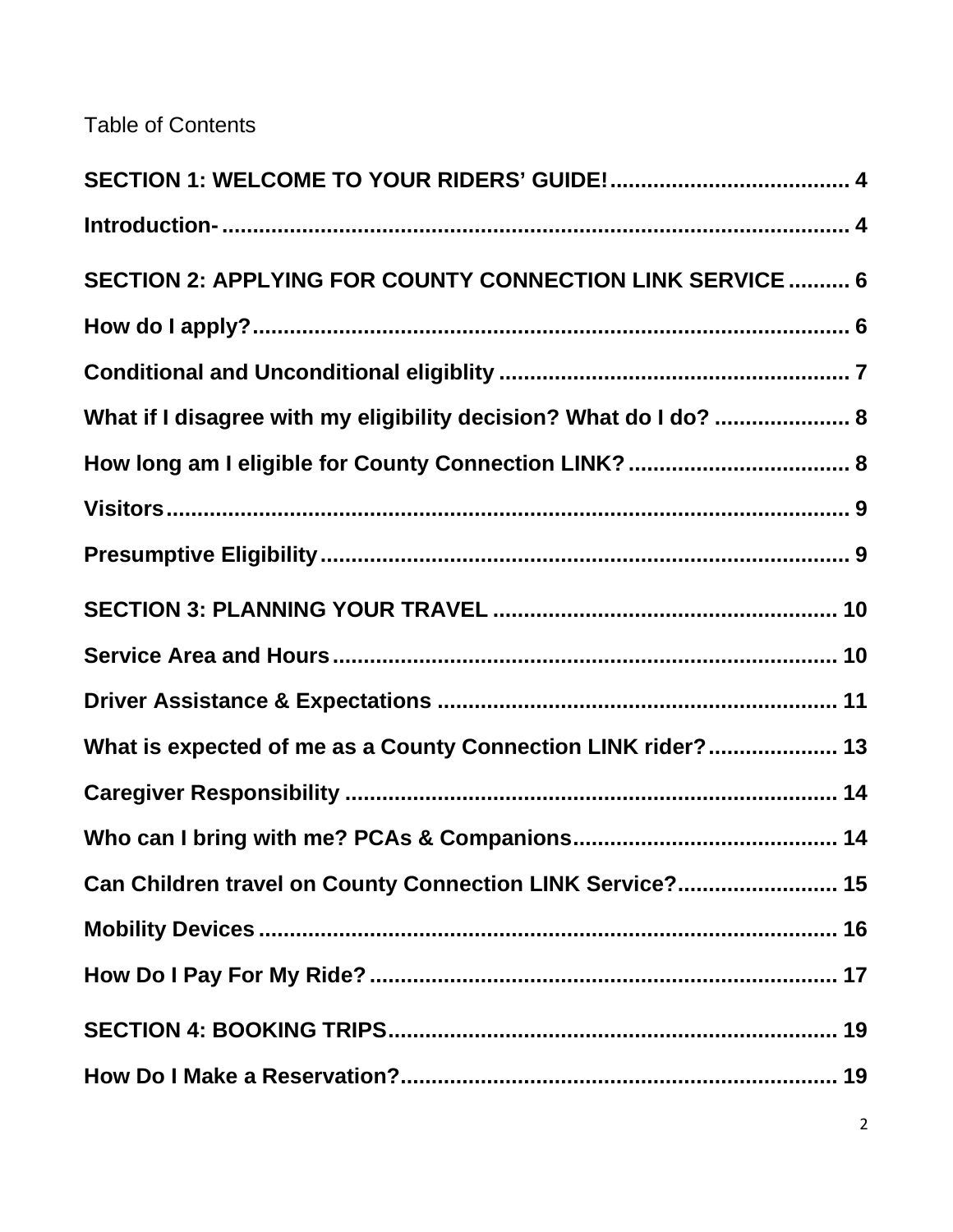Table of Contents

**SECTION 1: WELCOME TO YOUR RIDERS' GUIDE! .......................................... 4**

**Introduction- ........................................................................................................ 4**

**SECTION 2: APPLYING FOR COUNTY CONNECTION LINK SERVICE .......... 6**

**How do I apply? ................................................................................................... 6**

**Conditional and Unconditional eligiblity ........................................................ 7**

**What if I disagree with my eligibility decision? What do I do? ..................... 8**

**How long am I eligible for County Connection LINK? .................................... 8**

**Visitors ................................................................................................................... 9**

**Presumptive Eligibility ....................................................................................... 9**

**SECTION 3: PLANNING YOUR TRAVEL ........................................................ 10**

**Service Area and Hours ..................................................................................... 10**

**Driver Assistance & Expectations ................................................................... 11**

**What is expected of me as a County Connection LINK rider? ..................... 13**

**Caregiver Responsibility .................................................................................. 14**

**Who can I bring with me? PCAs & Companions ........................................... 14**

**Can Children travel on County Connection LINK Service? ......................... 15**

**Mobility Devices ................................................................................................. 16**

**How Do I Pay For My Ride? .............................................................................. 17**

**SECTION 4: BOOKING TRIPS ............................................................................ 19**

**How Do I Make a Reservation? ......................................................................... 19**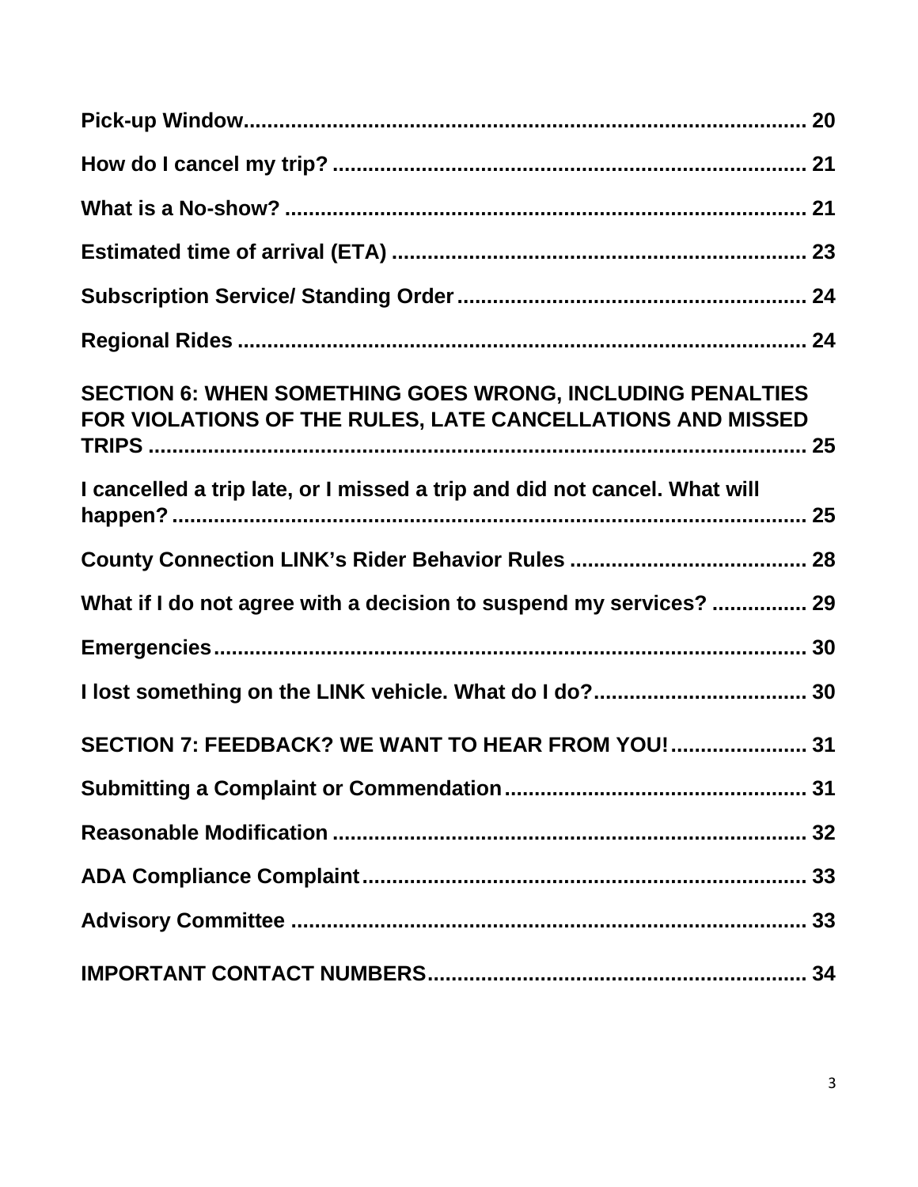**Pick-up Window** ........................................................................................ 20

**How do I cancel my trip?** ........................................................................ 21

**What is a No-show?** ................................................................................. 21

**Estimated time of arrival (ETA)** ................................................................ 23

**Subscription Service/ Standing Order** ...................................................... 24

**Regional Rides** .......................................................................................... 24

**SECTION 6: WHEN SOMETHING GOES WRONG, INCLUDING PENALTIES FOR VIOLATIONS OF THE RULES, LATE CANCELLATIONS AND MISSED TRIPS** ........................................................................................................ 25

**I cancelled a trip late, or I missed a trip and did not cancel. What will happen?** ...................................................................................................... 25

**County Connection LINK's Rider Behavior Rules** ..................................... 28

**What if I do not agree with a decision to suspend my services?** ............... 29

**Emergencies** ............................................................................................... 30

**I lost something on the LINK vehicle. What do I do?** ................................. 30

**SECTION 7: FEEDBACK? WE WANT TO HEAR FROM YOU!** ....................... 31

**Submitting a Complaint or Commendation** ................................................ 31

**Reasonable Modification** ........................................................................... 32

**ADA Compliance Complaint** ...................................................................... 33

**Advisory Committee** ................................................................................... 33

**IMPORTANT CONTACT NUMBERS** ............................................................ 34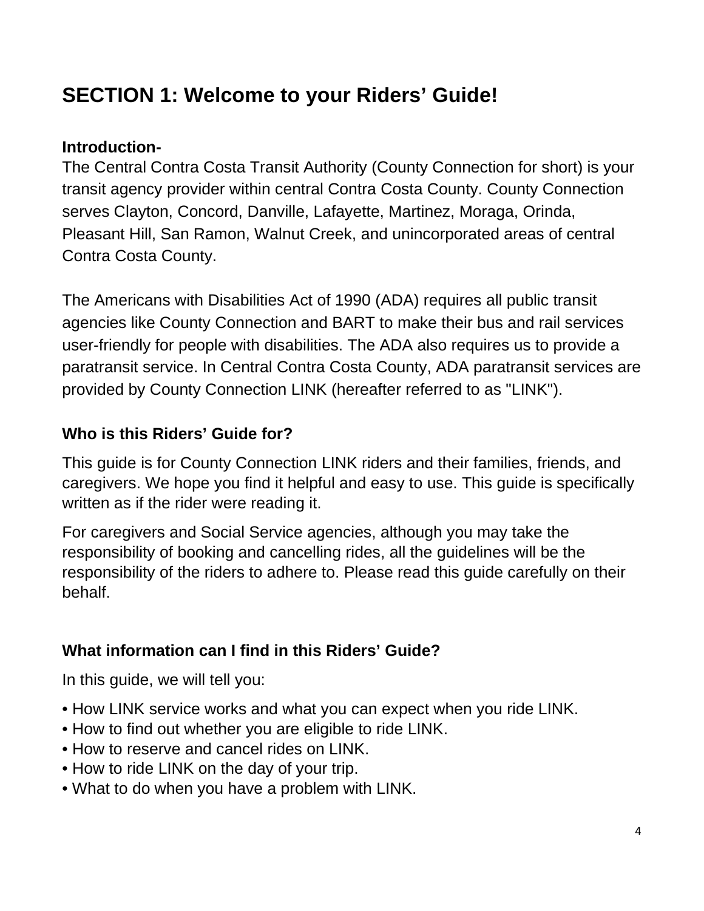# SECTION 1: Welcome to your Riders' Guide!

**Introduction-**

The Central Contra Costa Transit Authority (County Connection for short) is your transit agency provider within central Contra Costa County. County Connection serves Clayton, Concord, Danville, Lafayette, Martinez, Moraga, Orinda, Pleasant Hill, San Ramon, Walnut Creek, and unincorporated areas of central Contra Costa County.

The Americans with Disabilities Act of 1990 (ADA) requires all public transit agencies like County Connection and BART to make their bus and rail services user-friendly for people with disabilities. The ADA also requires us to provide a paratransit service. In Central Contra Costa County, ADA paratransit services are provided by County Connection LINK (hereafter referred to as "LINK").

### Who is this Riders' Guide for?

This guide is for County Connection LINK riders and their families, friends, and caregivers. We hope you find it helpful and easy to use. This guide is specifically written as if the rider were reading it.

For caregivers and Social Service agencies, although you may take the responsibility of booking and cancelling rides, all the guidelines will be the responsibility of the riders to adhere to. Please read this guide carefully on their behalf.

### What information can I find in this Riders' Guide?

In this guide, we will tell you:

- How LINK service works and what you can expect when you ride LINK.
- How to find out whether you are eligible to ride LINK.
- How to reserve and cancel rides on LINK.
- How to ride LINK on the day of your trip.
- What to do when you have a problem with LINK.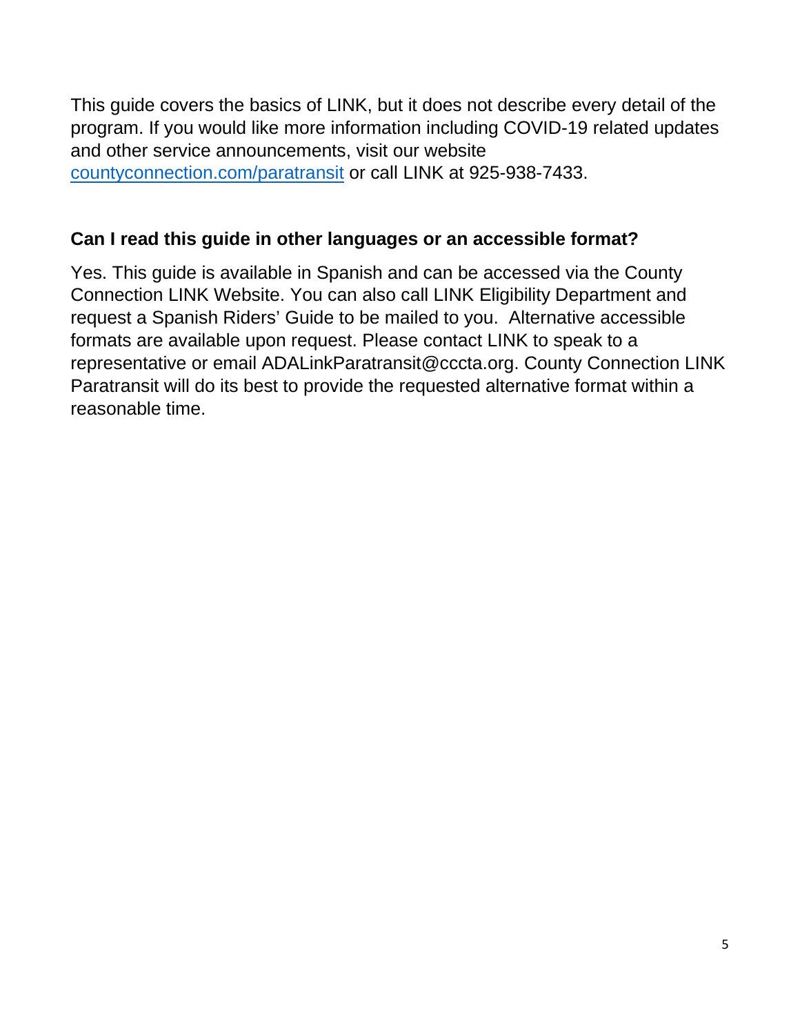This guide covers the basics of LINK, but it does not describe every detail of the program. If you would like more information including COVID-19 related updates and other service announcements, visit our website [countyconnection.com/paratransit](countyconnection.com/paratransit) or call LINK at 925-938-7433.

## Can I read this guide in other languages or an accessible format?

Yes. This guide is available in Spanish and can be accessed via the County Connection LINK Website. You can also call LINK Eligibility Department and request a Spanish Riders' Guide to be mailed to you. Alternative accessible formats are available upon request. Please contact LINK to speak to a representative or email ADALinkParatransit@cccta.org. County Connection LINK Paratransit will do its best to provide the requested alternative format within a reasonable time.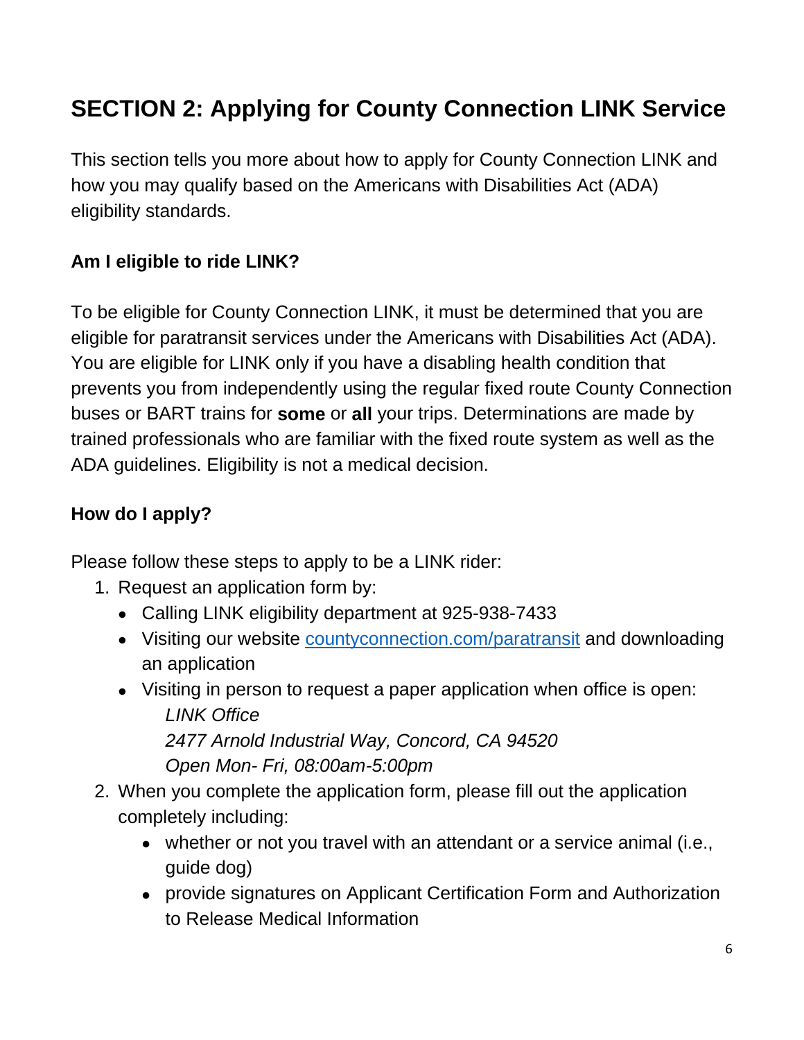## SECTION 2: Applying for County Connection LINK Service

This section tells you more about how to apply for County Connection LINK and how you may qualify based on the Americans with Disabilities Act (ADA) eligibility standards.

### Am I eligible to ride LINK?

To be eligible for County Connection LINK, it must be determined that you are eligible for paratransit services under the Americans with Disabilities Act (ADA). You are eligible for LINK only if you have a disabling health condition that prevents you from independently using the regular fixed route County Connection buses or BART trains for **some** or **all** your trips. Determinations are made by trained professionals who are familiar with the fixed route system as well as the ADA guidelines. Eligibility is not a medical decision.

### How do I apply?

Please follow these steps to apply to be a LINK rider:

1. Request an application form by:
   - Calling LINK eligibility department at 925-938-7433
   - Visiting our website [countyconnection.com/paratransit](countyconnection.com/paratransit) and downloading an application
   - Visiting in person to request a paper application when office is open:
     *LINK Office*
     *2477 Arnold Industrial Way, Concord, CA 94520*
     *Open Mon- Fri, 08:00am-5:00pm*
2. When you complete the application form, please fill out the application completely including:
   - whether or not you travel with an attendant or a service animal (i.e., guide dog)
   - provide signatures on Applicant Certification Form and Authorization to Release Medical Information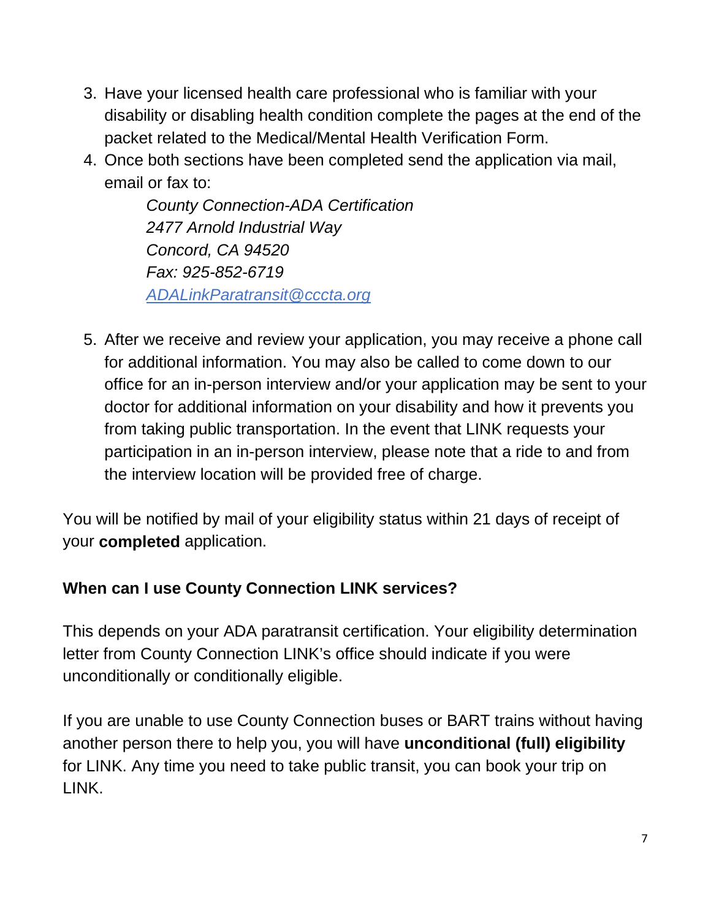3. Have your licensed health care professional who is familiar with your disability or disabling health condition complete the pages at the end of the packet related to the Medical/Mental Health Verification Form.
4. Once both sections have been completed send the application via mail, email or fax to:

   *County Connection-ADA Certification*
   *2477 Arnold Industrial Way*
   *Concord, CA 94520*
   *Fax: 925-852-6719*
   *[ADALinkParatransit@cccta.org](mailto:ADALinkParatransit@cccta.org)*

5. After we receive and review your application, you may receive a phone call for additional information. You may also be called to come down to our office for an in-person interview and/or your application may be sent to your doctor for additional information on your disability and how it prevents you from taking public transportation. In the event that LINK requests your participation in an in-person interview, please note that a ride to and from the interview location will be provided free of charge.

You will be notified by mail of your eligibility status within 21 days of receipt of your **completed** application.

### When can I use County Connection LINK services?

This depends on your ADA paratransit certification. Your eligibility determination letter from County Connection LINK's office should indicate if you were unconditionally or conditionally eligible.

If you are unable to use County Connection buses or BART trains without having another person there to help you, you will have **unconditional (full) eligibility** for LINK. Any time you need to take public transit, you can book your trip on LINK.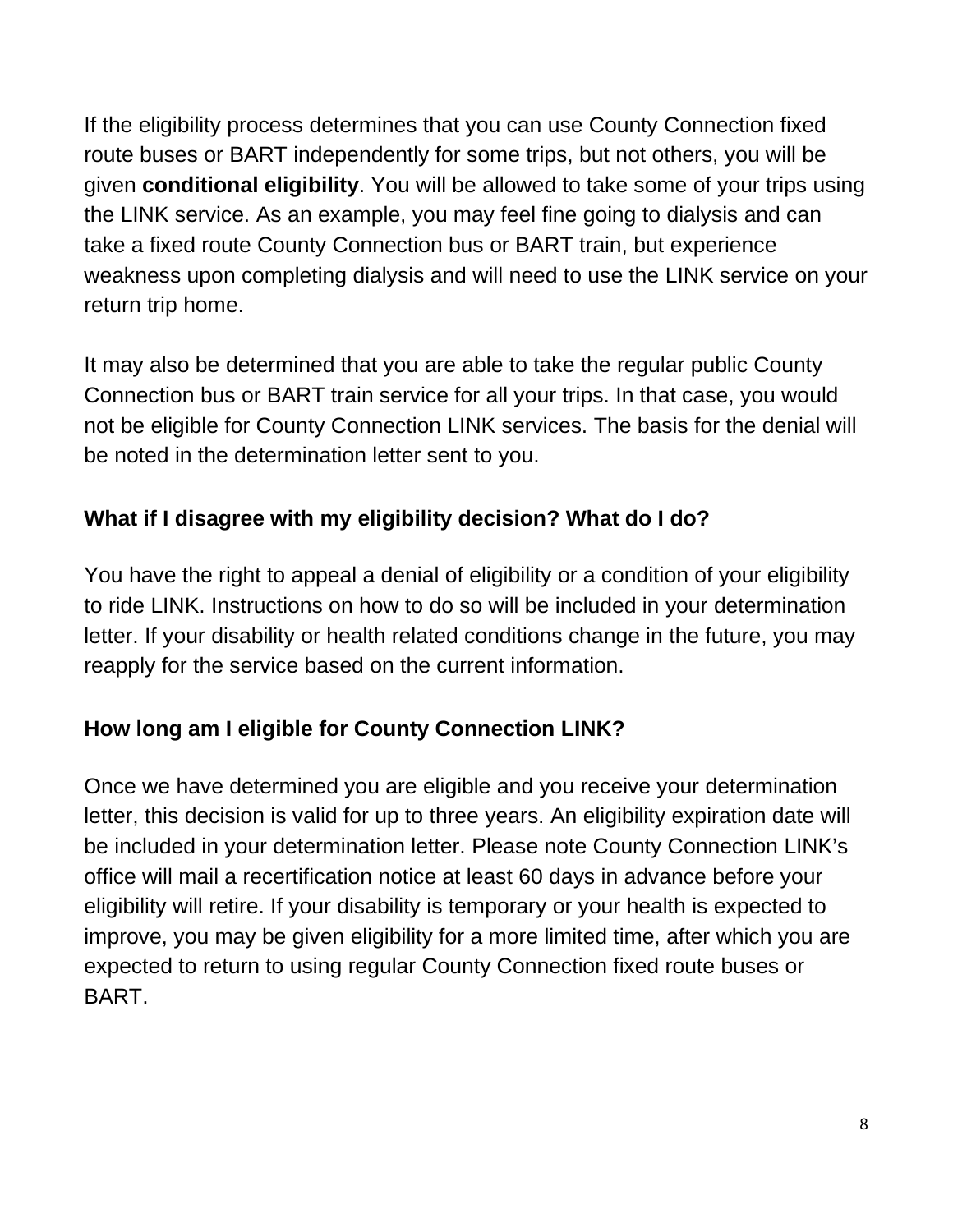If the eligibility process determines that you can use County Connection fixed route buses or BART independently for some trips, but not others, you will be given **conditional eligibility**. You will be allowed to take some of your trips using the LINK service. As an example, you may feel fine going to dialysis and can take a fixed route County Connection bus or BART train, but experience weakness upon completing dialysis and will need to use the LINK service on your return trip home.

It may also be determined that you are able to take the regular public County Connection bus or BART train service for all your trips. In that case, you would not be eligible for County Connection LINK services. The basis for the denial will be noted in the determination letter sent to you.

### What if I disagree with my eligibility decision? What do I do?

You have the right to appeal a denial of eligibility or a condition of your eligibility to ride LINK. Instructions on how to do so will be included in your determination letter. If your disability or health related conditions change in the future, you may reapply for the service based on the current information.

### How long am I eligible for County Connection LINK?

Once we have determined you are eligible and you receive your determination letter, this decision is valid for up to three years. An eligibility expiration date will be included in your determination letter. Please note County Connection LINK's office will mail a recertification notice at least 60 days in advance before your eligibility will retire. If your disability is temporary or your health is expected to improve, you may be given eligibility for a more limited time, after which you are expected to return to using regular County Connection fixed route buses or BART.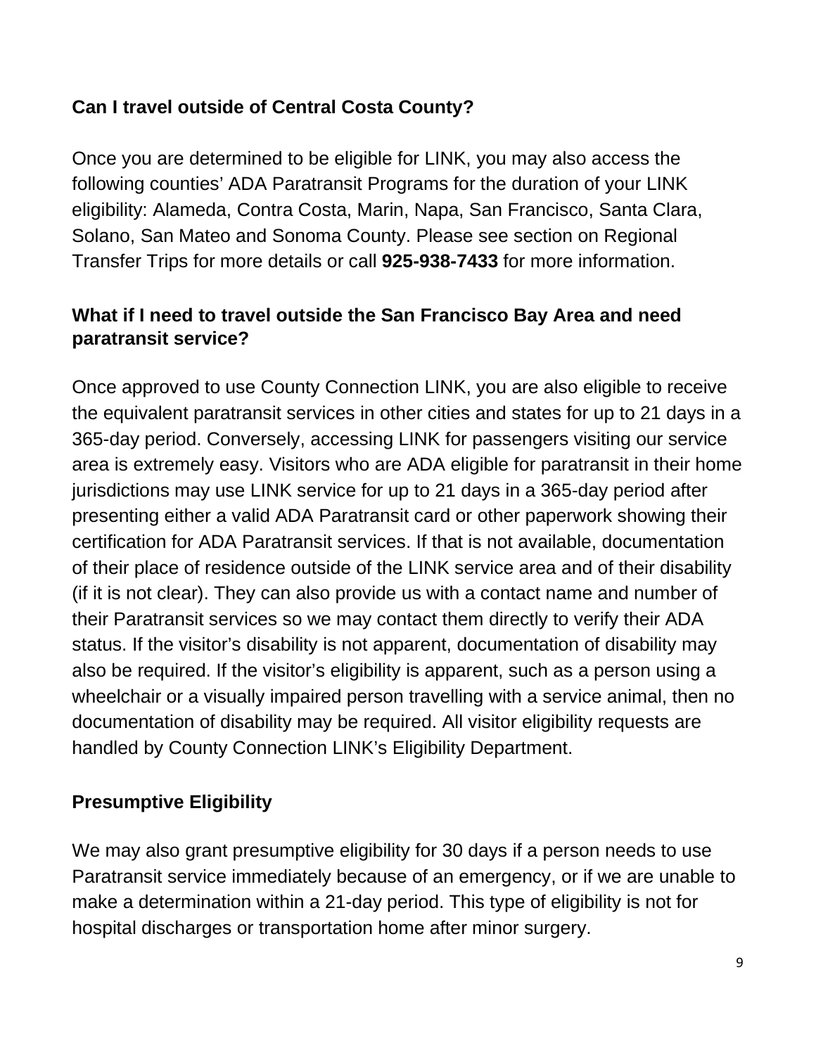**Can I travel outside of Central Costa County?**

Once you are determined to be eligible for LINK, you may also access the following counties' ADA Paratransit Programs for the duration of your LINK eligibility: Alameda, Contra Costa, Marin, Napa, San Francisco, Santa Clara, Solano, San Mateo and Sonoma County. Please see section on Regional Transfer Trips for more details or call **925-938-7433** for more information.

**What if I need to travel outside the San Francisco Bay Area and need paratransit service?**

Once approved to use County Connection LINK, you are also eligible to receive the equivalent paratransit services in other cities and states for up to 21 days in a 365-day period. Conversely, accessing LINK for passengers visiting our service area is extremely easy. Visitors who are ADA eligible for paratransit in their home jurisdictions may use LINK service for up to 21 days in a 365-day period after presenting either a valid ADA Paratransit card or other paperwork showing their certification for ADA Paratransit services. If that is not available, documentation of their place of residence outside of the LINK service area and of their disability (if it is not clear). They can also provide us with a contact name and number of their Paratransit services so we may contact them directly to verify their ADA status. If the visitor's disability is not apparent, documentation of disability may also be required. If the visitor's eligibility is apparent, such as a person using a wheelchair or a visually impaired person travelling with a service animal, then no documentation of disability may be required. All visitor eligibility requests are handled by County Connection LINK's Eligibility Department.

**Presumptive Eligibility**

We may also grant presumptive eligibility for 30 days if a person needs to use Paratransit service immediately because of an emergency, or if we are unable to make a determination within a 21-day period. This type of eligibility is not for hospital discharges or transportation home after minor surgery.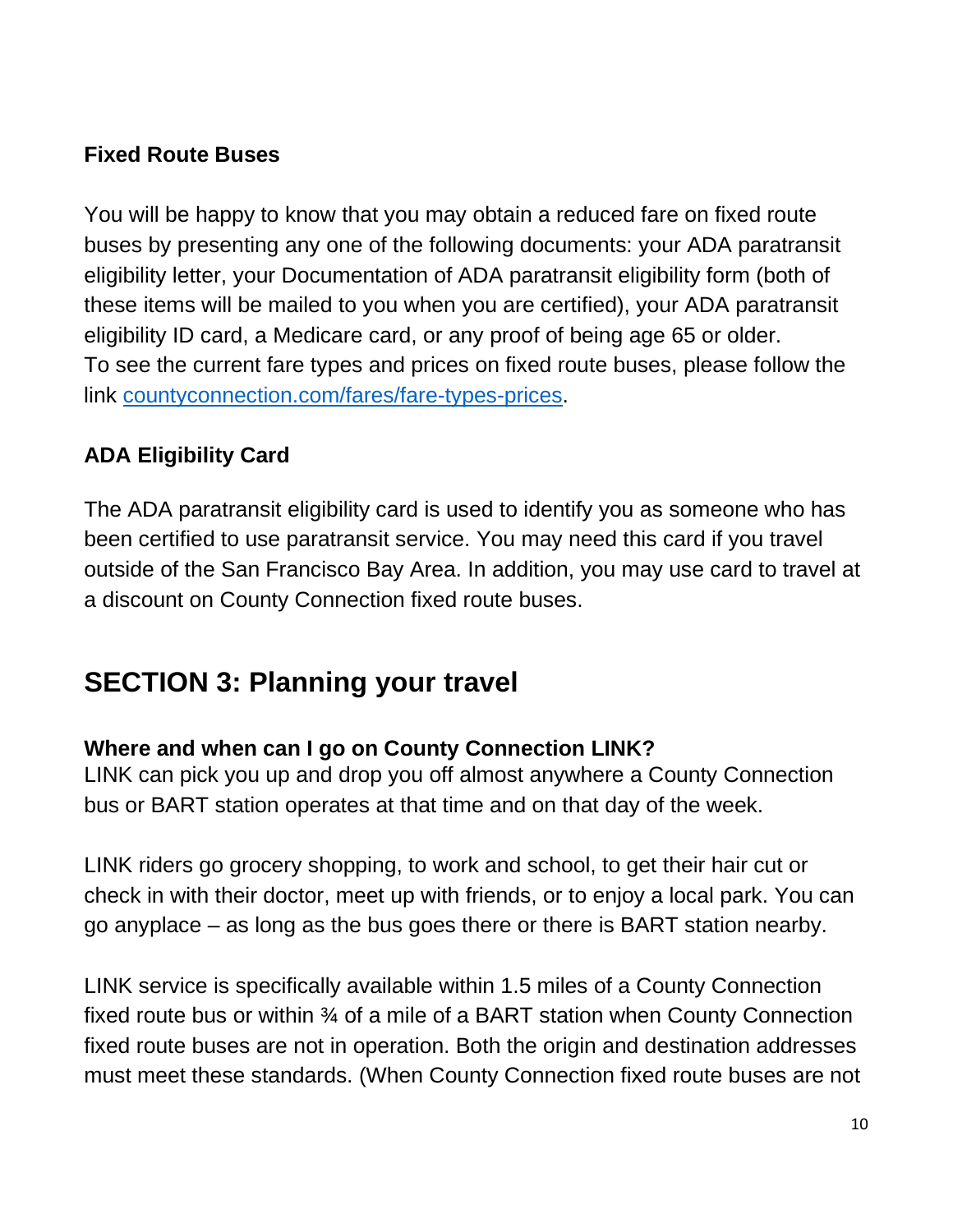### Fixed Route Buses

You will be happy to know that you may obtain a reduced fare on fixed route buses by presenting any one of the following documents: your ADA paratransit eligibility letter, your Documentation of ADA paratransit eligibility form (both of these items will be mailed to you when you are certified), your ADA paratransit eligibility ID card, a Medicare card, or any proof of being age 65 or older. To see the current fare types and prices on fixed route buses, please follow the link [countyconnection.com/fares/fare-types-prices](countyconnection.com/fares/fare-types-prices).

### ADA Eligibility Card

The ADA paratransit eligibility card is used to identify you as someone who has been certified to use paratransit service. You may need this card if you travel outside of the San Francisco Bay Area. In addition, you may use card to travel at a discount on County Connection fixed route buses.

## SECTION 3: Planning your travel

### Where and when can I go on County Connection LINK?

LINK can pick you up and drop you off almost anywhere a County Connection bus or BART station operates at that time and on that day of the week.

LINK riders go grocery shopping, to work and school, to get their hair cut or check in with their doctor, meet up with friends, or to enjoy a local park. You can go anyplace – as long as the bus goes there or there is BART station nearby.

LINK service is specifically available within 1.5 miles of a County Connection fixed route bus or within ¾ of a mile of a BART station when County Connection fixed route buses are not in operation. Both the origin and destination addresses must meet these standards. (When County Connection fixed route buses are not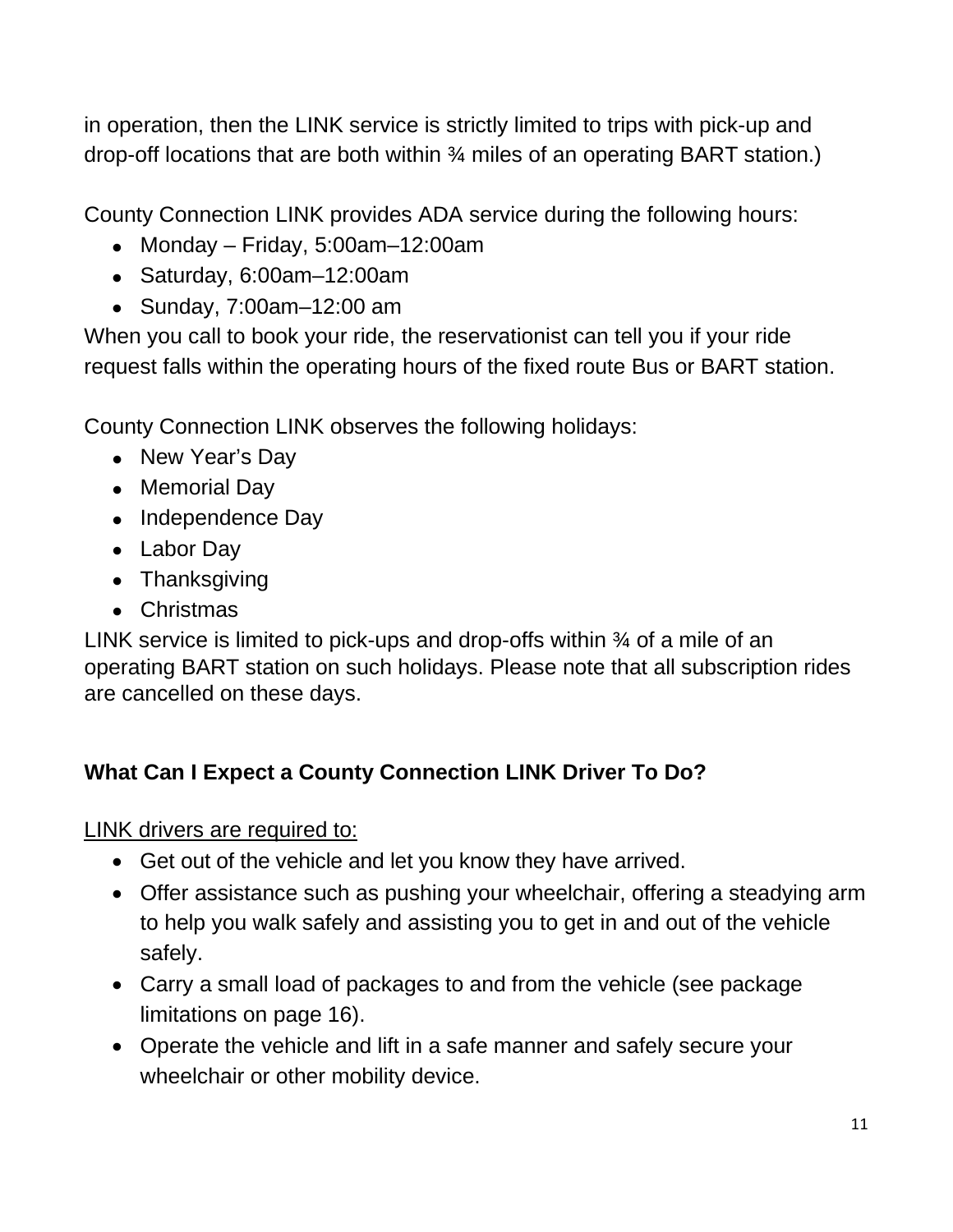in operation, then the LINK service is strictly limited to trips with pick-up and drop-off locations that are both within ¾ miles of an operating BART station.)

County Connection LINK provides ADA service during the following hours:

- Monday – Friday, 5:00am–12:00am
- Saturday, 6:00am–12:00am
- Sunday, 7:00am–12:00 am

When you call to book your ride, the reservationist can tell you if your ride request falls within the operating hours of the fixed route Bus or BART station.

County Connection LINK observes the following holidays:

- New Year's Day
- Memorial Day
- Independence Day
- Labor Day
- Thanksgiving
- Christmas

LINK service is limited to pick-ups and drop-offs within ¾ of a mile of an operating BART station on such holidays. Please note that all subscription rides are cancelled on these days.

## What Can I Expect a County Connection LINK Driver To Do?

<u>LINK drivers are required to:</u>

- Get out of the vehicle and let you know they have arrived.
- Offer assistance such as pushing your wheelchair, offering a steadying arm to help you walk safely and assisting you to get in and out of the vehicle safely.
- Carry a small load of packages to and from the vehicle (see package limitations on page 16).
- Operate the vehicle and lift in a safe manner and safely secure your wheelchair or other mobility device.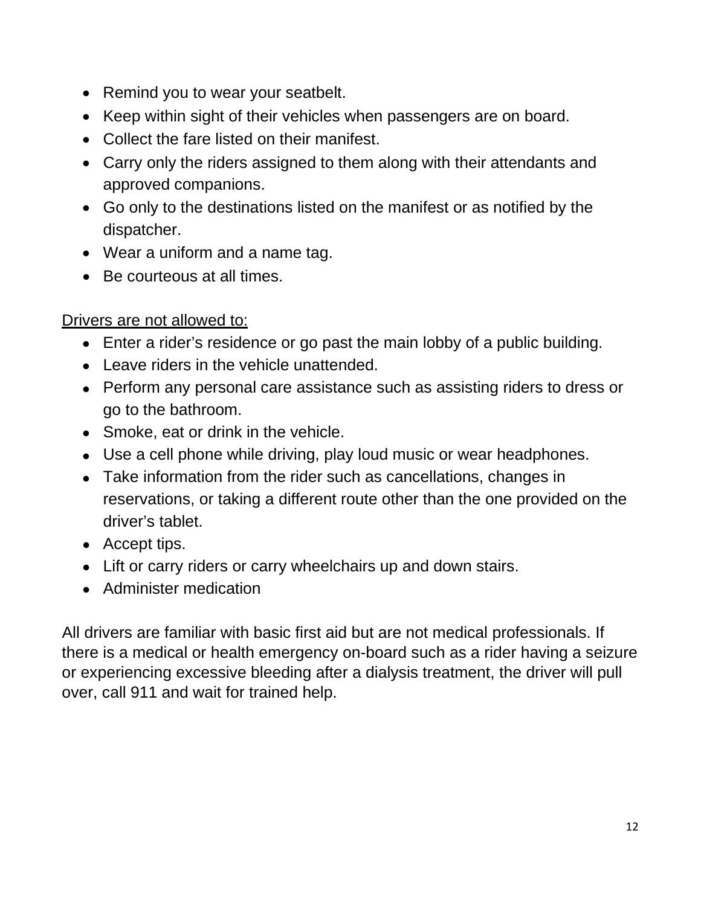- Remind you to wear your seatbelt.
- Keep within sight of their vehicles when passengers are on board.
- Collect the fare listed on their manifest.
- Carry only the riders assigned to them along with their attendants and approved companions.
- Go only to the destinations listed on the manifest or as notified by the dispatcher.
- Wear a uniform and a name tag.
- Be courteous at all times.

<u>Drivers are not allowed to:</u>

- Enter a rider's residence or go past the main lobby of a public building.
- Leave riders in the vehicle unattended.
- Perform any personal care assistance such as assisting riders to dress or go to the bathroom.
- Smoke, eat or drink in the vehicle.
- Use a cell phone while driving, play loud music or wear headphones.
- Take information from the rider such as cancellations, changes in reservations, or taking a different route other than the one provided on the driver's tablet.
- Accept tips.
- Lift or carry riders or carry wheelchairs up and down stairs.
- Administer medication

All drivers are familiar with basic first aid but are not medical professionals. If there is a medical or health emergency on-board such as a rider having a seizure or experiencing excessive bleeding after a dialysis treatment, the driver will pull over, call 911 and wait for trained help.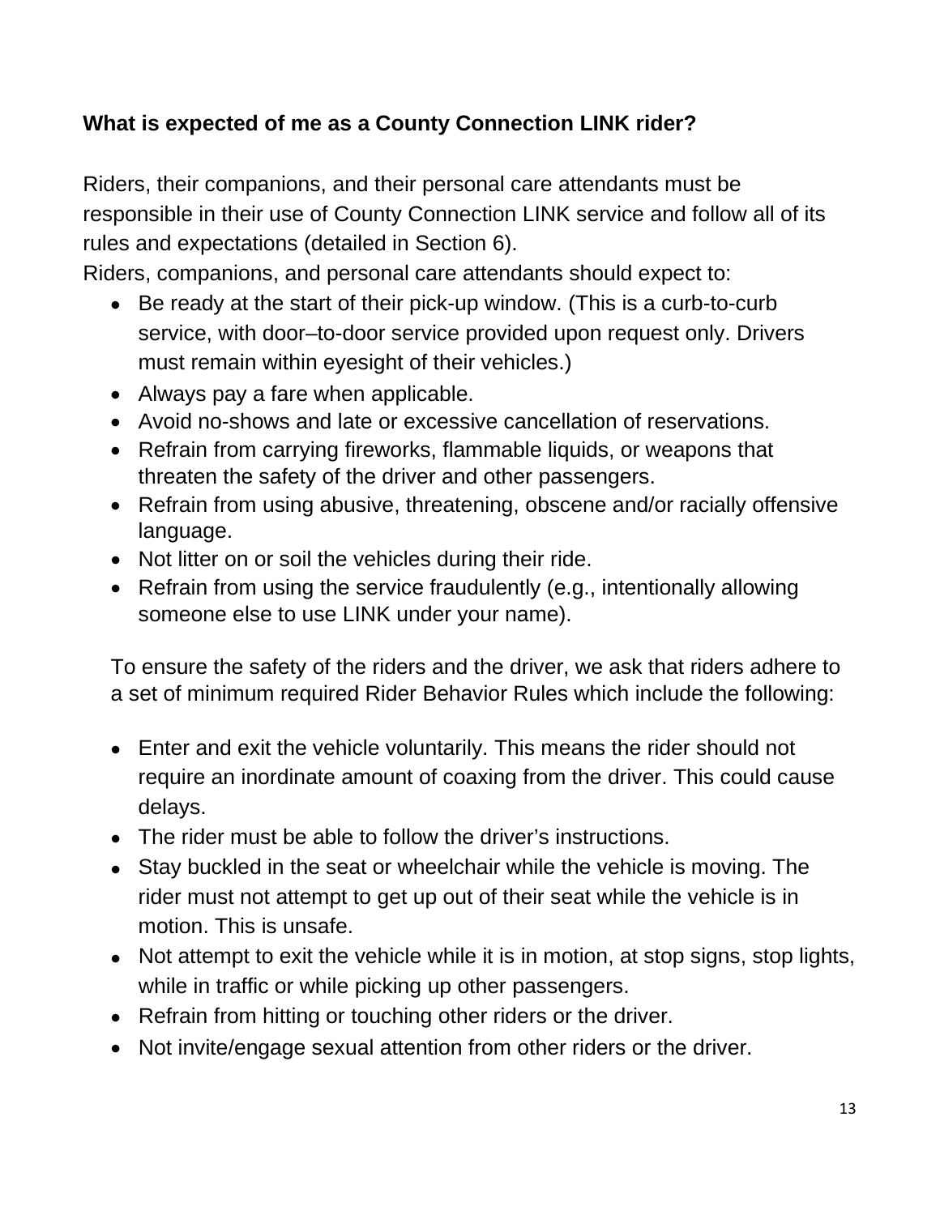**What is expected of me as a County Connection LINK rider?**

Riders, their companions, and their personal care attendants must be responsible in their use of County Connection LINK service and follow all of its rules and expectations (detailed in Section 6).
Riders, companions, and personal care attendants should expect to:

- Be ready at the start of their pick-up window. (This is a curb-to-curb service, with door–to-door service provided upon request only. Drivers must remain within eyesight of their vehicles.)
- Always pay a fare when applicable.
- Avoid no-shows and late or excessive cancellation of reservations.
- Refrain from carrying fireworks, flammable liquids, or weapons that threaten the safety of the driver and other passengers.
- Refrain from using abusive, threatening, obscene and/or racially offensive language.
- Not litter on or soil the vehicles during their ride.
- Refrain from using the service fraudulently (e.g., intentionally allowing someone else to use LINK under your name).

To ensure the safety of the riders and the driver, we ask that riders adhere to a set of minimum required Rider Behavior Rules which include the following:

- Enter and exit the vehicle voluntarily. This means the rider should not require an inordinate amount of coaxing from the driver. This could cause delays.
- The rider must be able to follow the driver's instructions.
- Stay buckled in the seat or wheelchair while the vehicle is moving. The rider must not attempt to get up out of their seat while the vehicle is in motion. This is unsafe.
- Not attempt to exit the vehicle while it is in motion, at stop signs, stop lights, while in traffic or while picking up other passengers.
- Refrain from hitting or touching other riders or the driver.
- Not invite/engage sexual attention from other riders or the driver.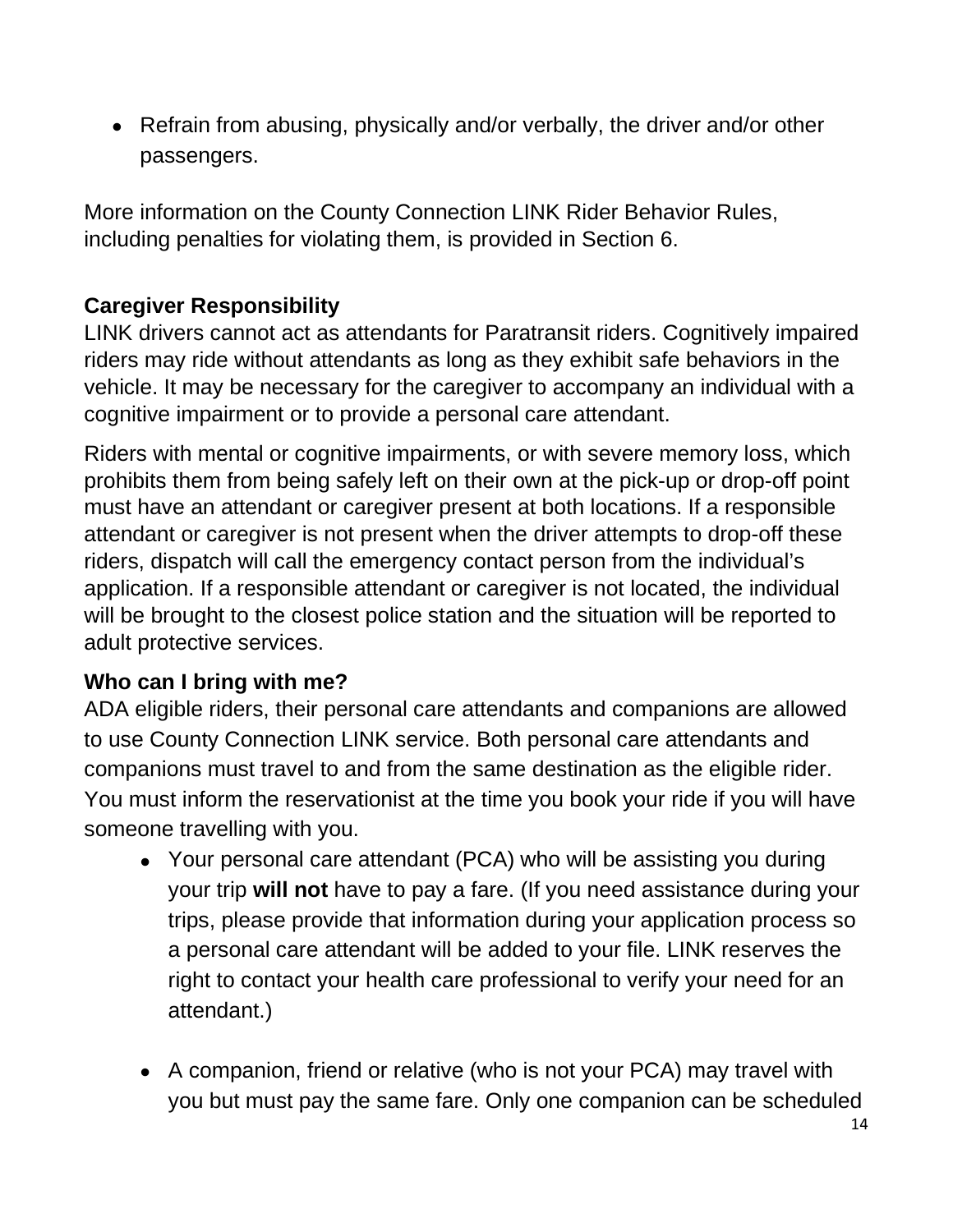- Refrain from abusing, physically and/or verbally, the driver and/or other passengers.

More information on the County Connection LINK Rider Behavior Rules, including penalties for violating them, is provided in Section 6.

**Caregiver Responsibility**

LINK drivers cannot act as attendants for Paratransit riders. Cognitively impaired riders may ride without attendants as long as they exhibit safe behaviors in the vehicle. It may be necessary for the caregiver to accompany an individual with a cognitive impairment or to provide a personal care attendant.

Riders with mental or cognitive impairments, or with severe memory loss, which prohibits them from being safely left on their own at the pick-up or drop-off point must have an attendant or caregiver present at both locations. If a responsible attendant or caregiver is not present when the driver attempts to drop-off these riders, dispatch will call the emergency contact person from the individual's application. If a responsible attendant or caregiver is not located, the individual will be brought to the closest police station and the situation will be reported to adult protective services.

**Who can I bring with me?**

ADA eligible riders, their personal care attendants and companions are allowed to use County Connection LINK service. Both personal care attendants and companions must travel to and from the same destination as the eligible rider. You must inform the reservationist at the time you book your ride if you will have someone travelling with you.

- Your personal care attendant (PCA) who will be assisting you during your trip **will not** have to pay a fare. (If you need assistance during your trips, please provide that information during your application process so a personal care attendant will be added to your file. LINK reserves the right to contact your health care professional to verify your need for an attendant.)

- A companion, friend or relative (who is not your PCA) may travel with you but must pay the same fare. Only one companion can be scheduled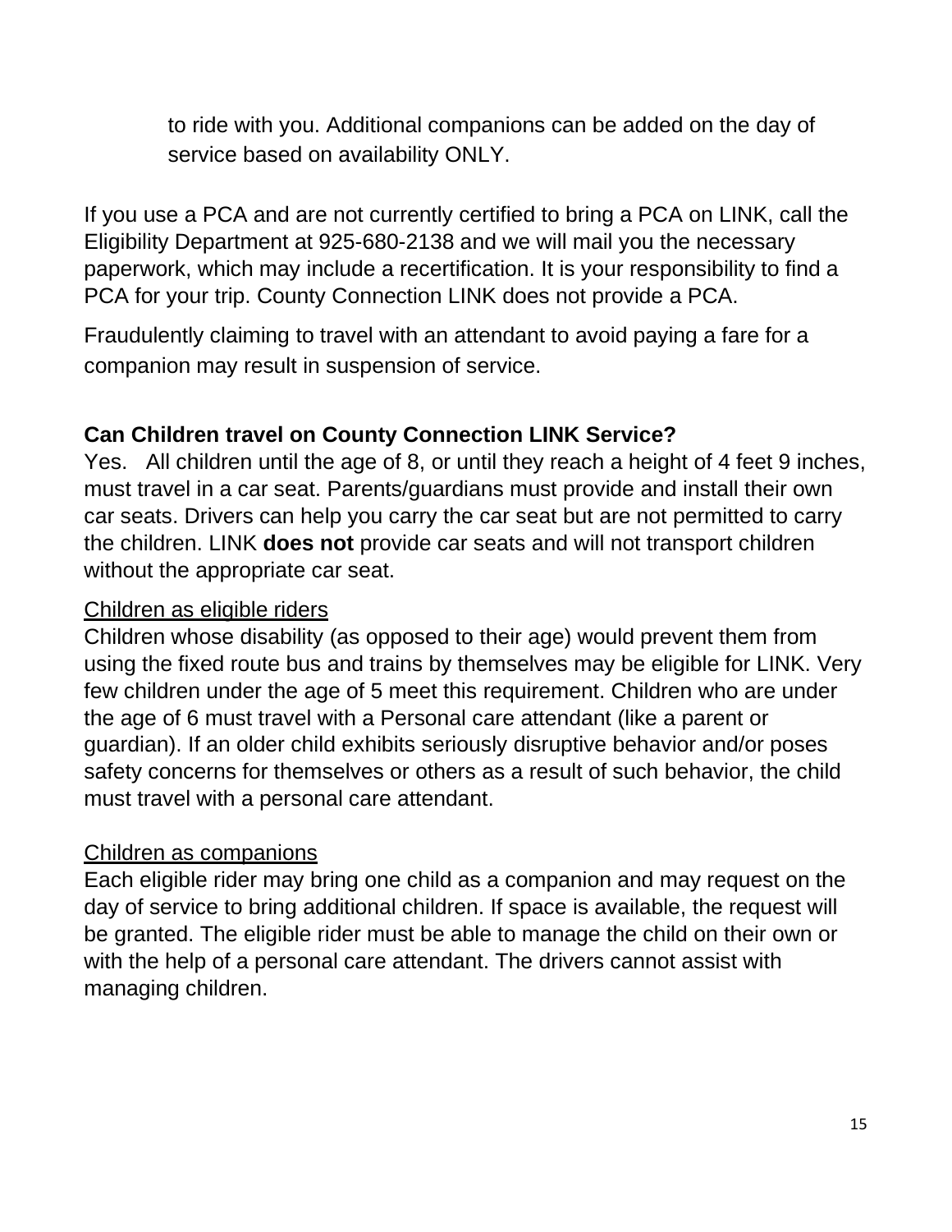to ride with you. Additional companions can be added on the day of service based on availability ONLY.

If you use a PCA and are not currently certified to bring a PCA on LINK, call the Eligibility Department at 925-680-2138 and we will mail you the necessary paperwork, which may include a recertification. It is your responsibility to find a PCA for your trip. County Connection LINK does not provide a PCA.

Fraudulently claiming to travel with an attendant to avoid paying a fare for a companion may result in suspension of service.

**Can Children travel on County Connection LINK Service?**

Yes. All children until the age of 8, or until they reach a height of 4 feet 9 inches, must travel in a car seat. Parents/guardians must provide and install their own car seats. Drivers can help you carry the car seat but are not permitted to carry the children. LINK **does not** provide car seats and will not transport children without the appropriate car seat.

<u>Children as eligible riders</u>

Children whose disability (as opposed to their age) would prevent them from using the fixed route bus and trains by themselves may be eligible for LINK. Very few children under the age of 5 meet this requirement. Children who are under the age of 6 must travel with a Personal care attendant (like a parent or guardian). If an older child exhibits seriously disruptive behavior and/or poses safety concerns for themselves or others as a result of such behavior, the child must travel with a personal care attendant.

<u>Children as companions</u>

Each eligible rider may bring one child as a companion and may request on the day of service to bring additional children. If space is available, the request will be granted. The eligible rider must be able to manage the child on their own or with the help of a personal care attendant. The drivers cannot assist with managing children.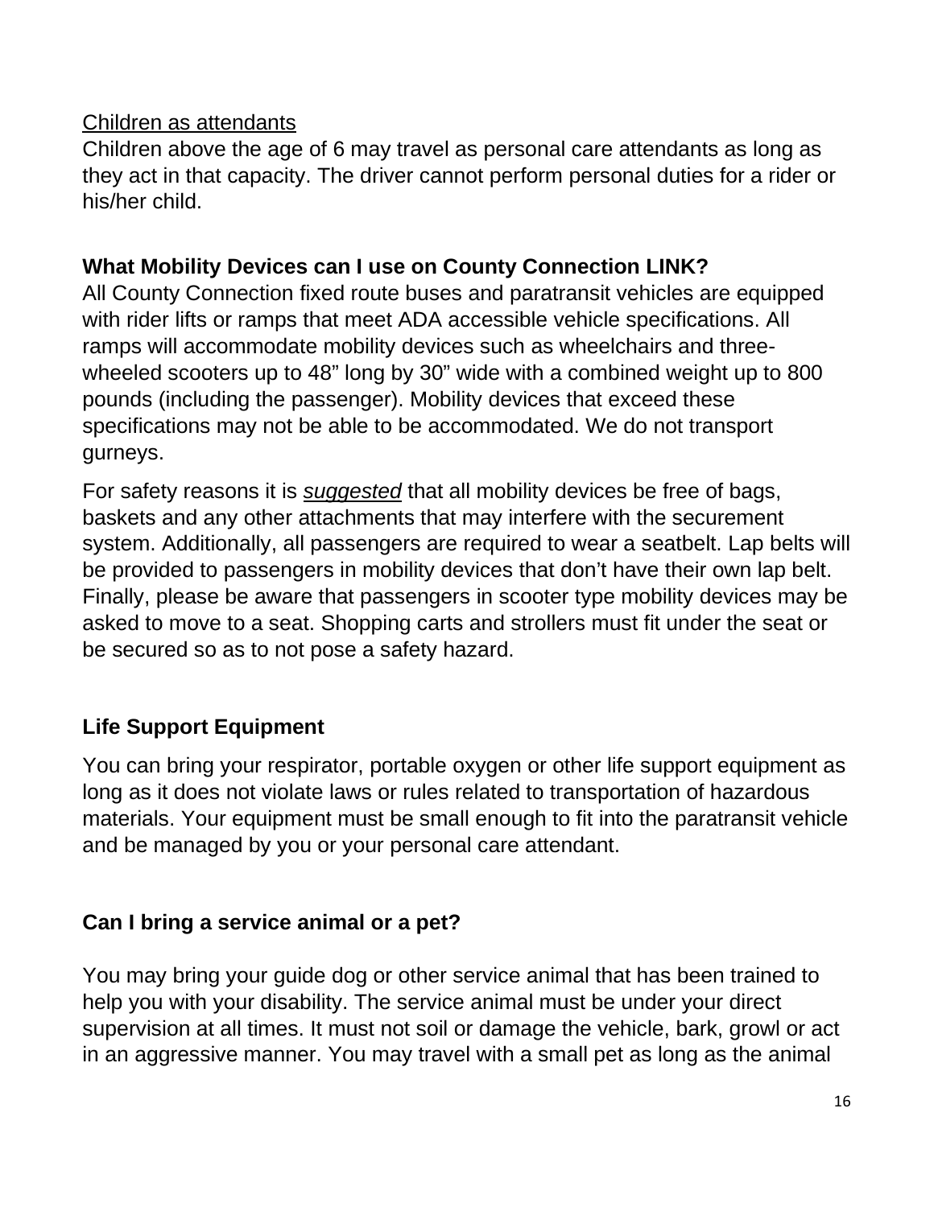<u>Children as attendants</u>

Children above the age of 6 may travel as personal care attendants as long as they act in that capacity. The driver cannot perform personal duties for a rider or his/her child.

## What Mobility Devices can I use on County Connection LINK?

All County Connection fixed route buses and paratransit vehicles are equipped with rider lifts or ramps that meet ADA accessible vehicle specifications. All ramps will accommodate mobility devices such as wheelchairs and three-wheeled scooters up to 48" long by 30" wide with a combined weight up to 800 pounds (including the passenger). Mobility devices that exceed these specifications may not be able to be accommodated. We do not transport gurneys.

For safety reasons it is <u>***suggested***</u> that all mobility devices be free of bags, baskets and any other attachments that may interfere with the securement system. Additionally, all passengers are required to wear a seatbelt. Lap belts will be provided to passengers in mobility devices that don't have their own lap belt. Finally, please be aware that passengers in scooter type mobility devices may be asked to move to a seat. Shopping carts and strollers must fit under the seat or be secured so as to not pose a safety hazard.

## Life Support Equipment

You can bring your respirator, portable oxygen or other life support equipment as long as it does not violate laws or rules related to transportation of hazardous materials. Your equipment must be small enough to fit into the paratransit vehicle and be managed by you or your personal care attendant.

## Can I bring a service animal or a pet?

You may bring your guide dog or other service animal that has been trained to help you with your disability. The service animal must be under your direct supervision at all times. It must not soil or damage the vehicle, bark, growl or act in an aggressive manner. You may travel with a small pet as long as the animal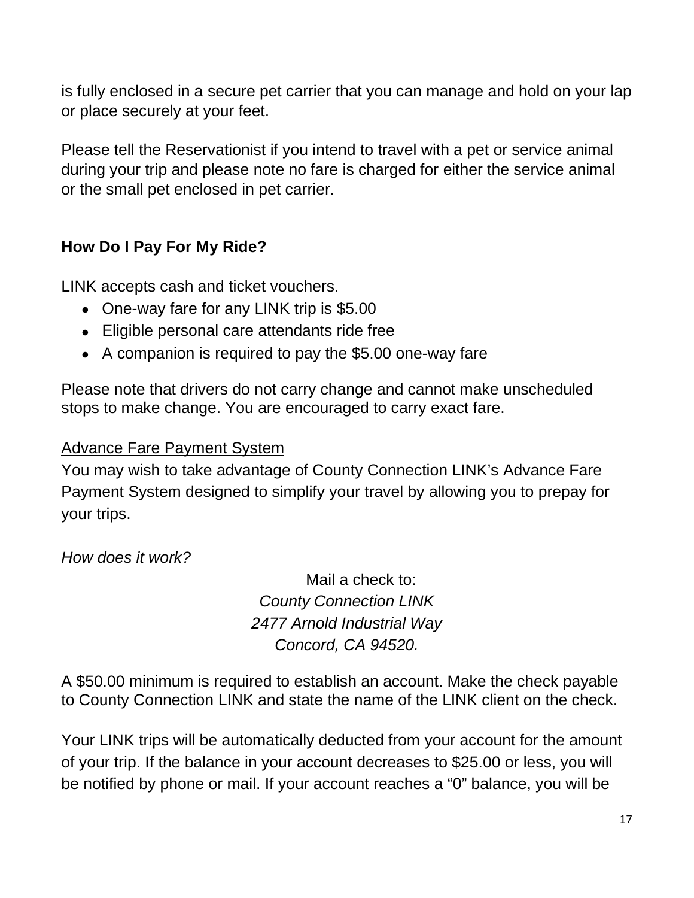is fully enclosed in a secure pet carrier that you can manage and hold on your lap or place securely at your feet.

Please tell the Reservationist if you intend to travel with a pet or service animal during your trip and please note no fare is charged for either the service animal or the small pet enclosed in pet carrier.

## How Do I Pay For My Ride?

LINK accepts cash and ticket vouchers.

- One-way fare for any LINK trip is $5.00
- Eligible personal care attendants ride free
- A companion is required to pay the $5.00 one-way fare

Please note that drivers do not carry change and cannot make unscheduled stops to make change. You are encouraged to carry exact fare.

<u>Advance Fare Payment System</u>

You may wish to take advantage of County Connection LINK's Advance Fare Payment System designed to simplify your travel by allowing you to prepay for your trips.

*How does it work?*

Mail a check to:
*County Connection LINK*
*2477 Arnold Industrial Way*
*Concord, CA 94520.*

A $50.00 minimum is required to establish an account. Make the check payable to County Connection LINK and state the name of the LINK client on the check.

Your LINK trips will be automatically deducted from your account for the amount of your trip. If the balance in your account decreases to $25.00 or less, you will be notified by phone or mail. If your account reaches a "0" balance, you will be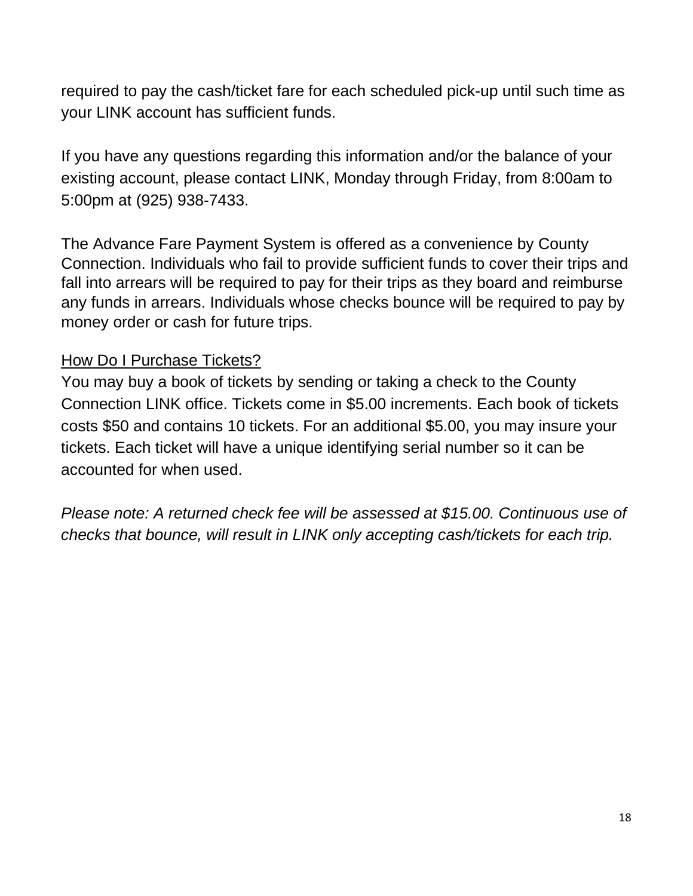required to pay the cash/ticket fare for each scheduled pick-up until such time as your LINK account has sufficient funds.

If you have any questions regarding this information and/or the balance of your existing account, please contact LINK, Monday through Friday, from 8:00am to 5:00pm at (925) 938-7433.

The Advance Fare Payment System is offered as a convenience by County Connection. Individuals who fail to provide sufficient funds to cover their trips and fall into arrears will be required to pay for their trips as they board and reimburse any funds in arrears. Individuals whose checks bounce will be required to pay by money order or cash for future trips.

<u>How Do I Purchase Tickets?</u>

You may buy a book of tickets by sending or taking a check to the County Connection LINK office. Tickets come in $5.00 increments. Each book of tickets costs $50 and contains 10 tickets. For an additional $5.00, you may insure your tickets. Each ticket will have a unique identifying serial number so it can be accounted for when used.

*Please note: A returned check fee will be assessed at $15.00. Continuous use of checks that bounce, will result in LINK only accepting cash/tickets for each trip.*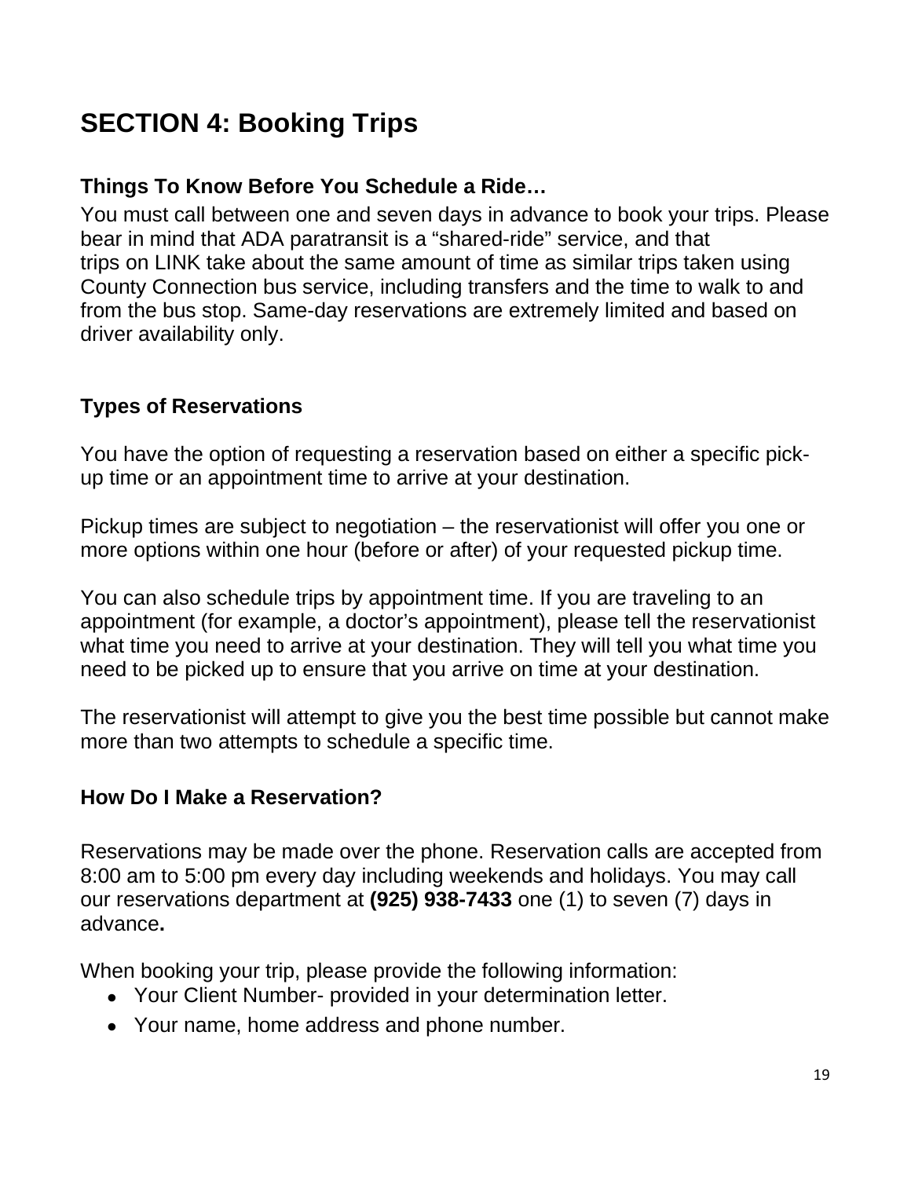# SECTION 4: Booking Trips

### Things To Know Before You Schedule a Ride…

You must call between one and seven days in advance to book your trips. Please bear in mind that ADA paratransit is a “shared-ride” service, and that trips on LINK take about the same amount of time as similar trips taken using County Connection bus service, including transfers and the time to walk to and from the bus stop. Same-day reservations are extremely limited and based on driver availability only.

### Types of Reservations

You have the option of requesting a reservation based on either a specific pick-up time or an appointment time to arrive at your destination.

Pickup times are subject to negotiation – the reservationist will offer you one or more options within one hour (before or after) of your requested pickup time.

You can also schedule trips by appointment time. If you are traveling to an appointment (for example, a doctor’s appointment), please tell the reservationist what time you need to arrive at your destination. They will tell you what time you need to be picked up to ensure that you arrive on time at your destination.

The reservationist will attempt to give you the best time possible but cannot make more than two attempts to schedule a specific time.

### How Do I Make a Reservation?

Reservations may be made over the phone. Reservation calls are accepted from 8:00 am to 5:00 pm every day including weekends and holidays. You may call our reservations department at **(925) 938-7433** one (1) to seven (7) days in advance**.**

When booking your trip, please provide the following information:

- Your Client Number- provided in your determination letter.
- Your name, home address and phone number.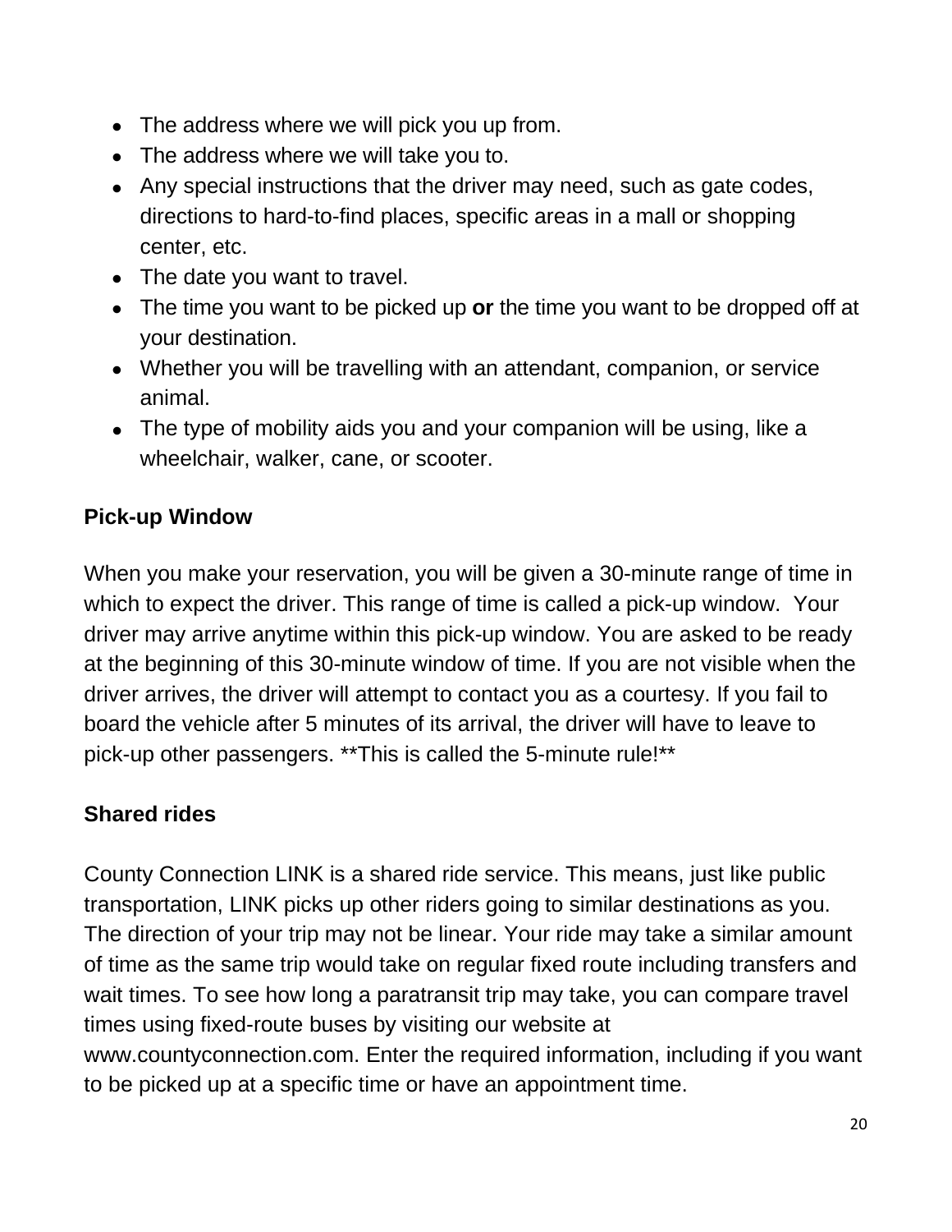- The address where we will pick you up from.
- The address where we will take you to.
- Any special instructions that the driver may need, such as gate codes, directions to hard-to-find places, specific areas in a mall or shopping center, etc.
- The date you want to travel.
- The time you want to be picked up **or** the time you want to be dropped off at your destination.
- Whether you will be travelling with an attendant, companion, or service animal.
- The type of mobility aids you and your companion will be using, like a wheelchair, walker, cane, or scooter.

**Pick-up Window**

When you make your reservation, you will be given a 30-minute range of time in which to expect the driver. This range of time is called a pick-up window. Your driver may arrive anytime within this pick-up window. You are asked to be ready at the beginning of this 30-minute window of time. If you are not visible when the driver arrives, the driver will attempt to contact you as a courtesy. If you fail to board the vehicle after 5 minutes of its arrival, the driver will have to leave to pick-up other passengers. **This is called the 5-minute rule!**

**Shared rides**

County Connection LINK is a shared ride service. This means, just like public transportation, LINK picks up other riders going to similar destinations as you. The direction of your trip may not be linear. Your ride may take a similar amount of time as the same trip would take on regular fixed route including transfers and wait times. To see how long a paratransit trip may take, you can compare travel times using fixed-route buses by visiting our website at www.countyconnection.com. Enter the required information, including if you want to be picked up at a specific time or have an appointment time.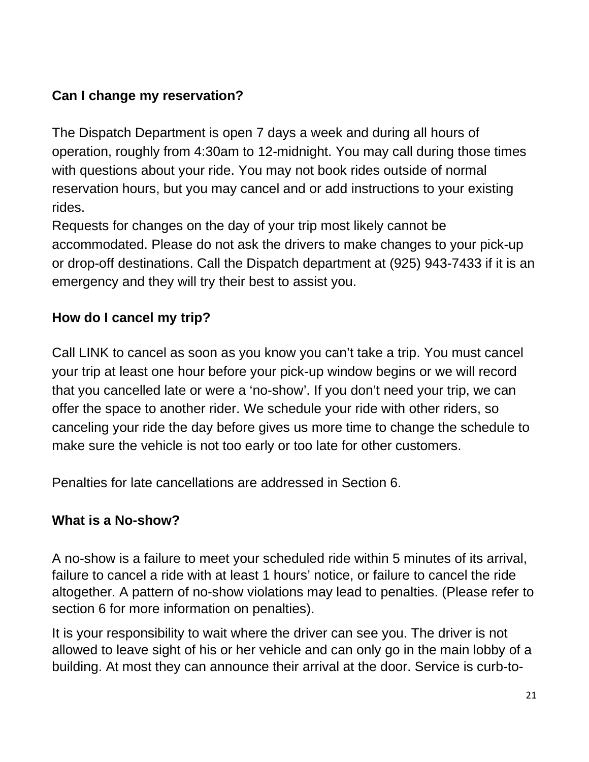**Can I change my reservation?**

The Dispatch Department is open 7 days a week and during all hours of operation, roughly from 4:30am to 12-midnight. You may call during those times with questions about your ride. You may not book rides outside of normal reservation hours, but you may cancel and or add instructions to your existing rides.

Requests for changes on the day of your trip most likely cannot be accommodated. Please do not ask the drivers to make changes to your pick-up or drop-off destinations. Call the Dispatch department at (925) 943-7433 if it is an emergency and they will try their best to assist you.

**How do I cancel my trip?**

Call LINK to cancel as soon as you know you can't take a trip. You must cancel your trip at least one hour before your pick-up window begins or we will record that you cancelled late or were a 'no-show'. If you don't need your trip, we can offer the space to another rider. We schedule your ride with other riders, so canceling your ride the day before gives us more time to change the schedule to make sure the vehicle is not too early or too late for other customers.

Penalties for late cancellations are addressed in Section 6.

**What is a No-show?**

A no-show is a failure to meet your scheduled ride within 5 minutes of its arrival, failure to cancel a ride with at least 1 hours' notice, or failure to cancel the ride altogether. A pattern of no-show violations may lead to penalties. (Please refer to section 6 for more information on penalties).

It is your responsibility to wait where the driver can see you. The driver is not allowed to leave sight of his or her vehicle and can only go in the main lobby of a building. At most they can announce their arrival at the door. Service is curb-to-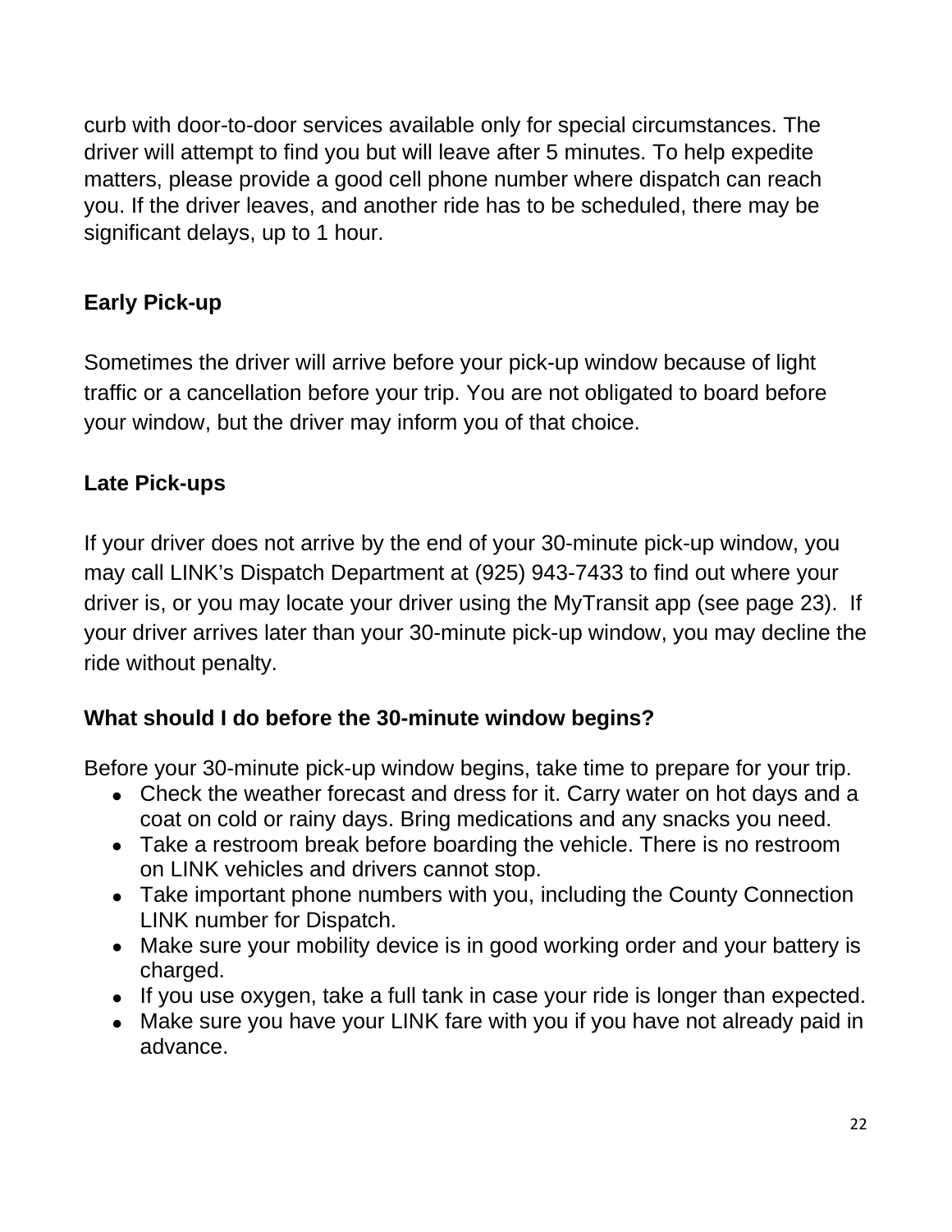curb with door-to-door services available only for special circumstances. The driver will attempt to find you but will leave after 5 minutes. To help expedite matters, please provide a good cell phone number where dispatch can reach you. If the driver leaves, and another ride has to be scheduled, there may be significant delays, up to 1 hour.

### Early Pick-up

Sometimes the driver will arrive before your pick-up window because of light traffic or a cancellation before your trip. You are not obligated to board before your window, but the driver may inform you of that choice.

### Late Pick-ups

If your driver does not arrive by the end of your 30-minute pick-up window, you may call LINK's Dispatch Department at (925) 943-7433 to find out where your driver is, or you may locate your driver using the MyTransit app (see page 23). If your driver arrives later than your 30-minute pick-up window, you may decline the ride without penalty.

### What should I do before the 30-minute window begins?

Before your 30-minute pick-up window begins, take time to prepare for your trip.

- Check the weather forecast and dress for it. Carry water on hot days and a coat on cold or rainy days. Bring medications and any snacks you need.
- Take a restroom break before boarding the vehicle. There is no restroom on LINK vehicles and drivers cannot stop.
- Take important phone numbers with you, including the County Connection LINK number for Dispatch.
- Make sure your mobility device is in good working order and your battery is charged.
- If you use oxygen, take a full tank in case your ride is longer than expected.
- Make sure you have your LINK fare with you if you have not already paid in advance.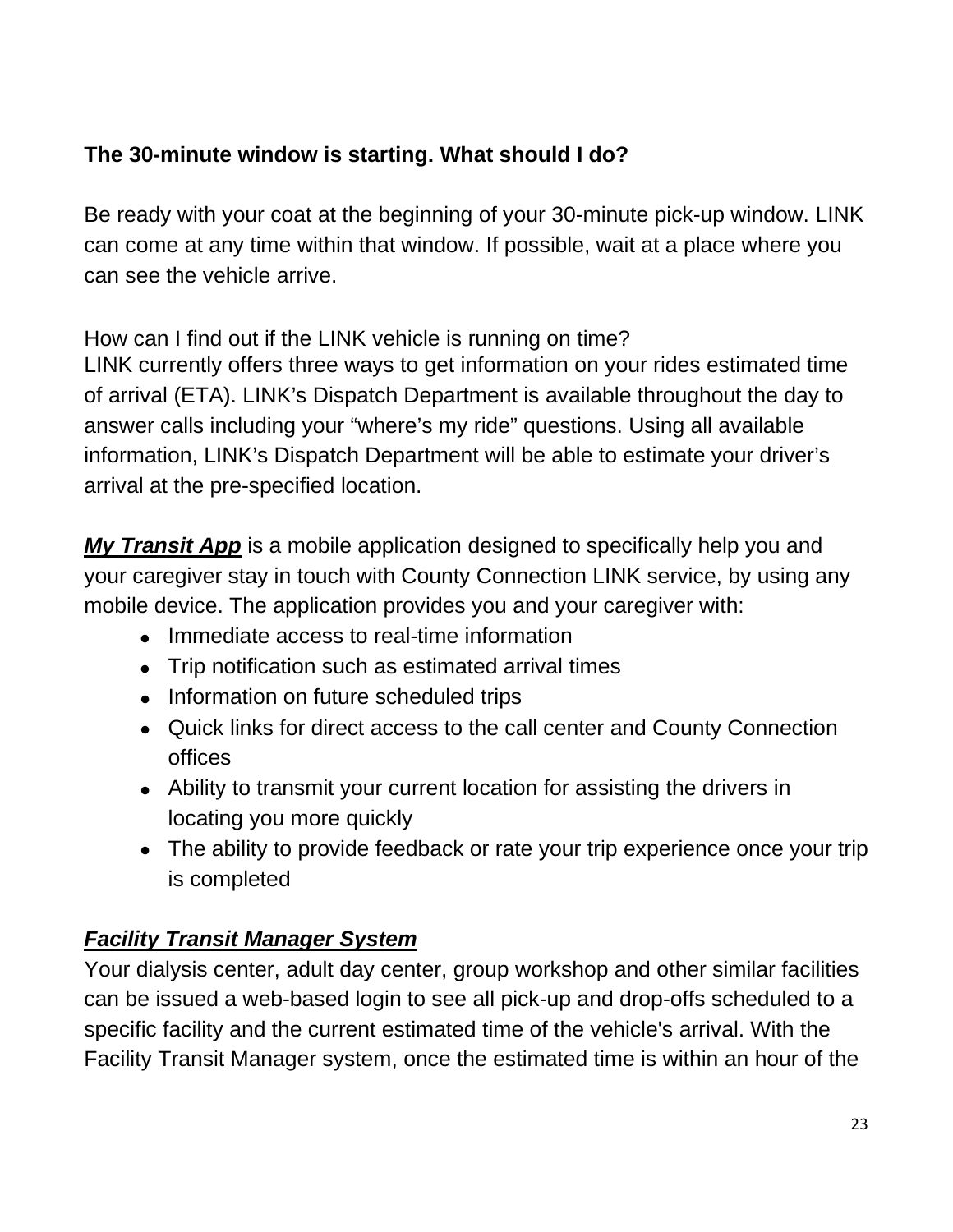**The 30-minute window is starting. What should I do?**

Be ready with your coat at the beginning of your 30-minute pick-up window. LINK can come at any time within that window. If possible, wait at a place where you can see the vehicle arrive.

How can I find out if the LINK vehicle is running on time?
LINK currently offers three ways to get information on your rides estimated time of arrival (ETA). LINK's Dispatch Department is available throughout the day to answer calls including your "where's my ride" questions. Using all available information, LINK's Dispatch Department will be able to estimate your driver's arrival at the pre-specified location.

***My Transit App*** is a mobile application designed to specifically help you and your caregiver stay in touch with County Connection LINK service, by using any mobile device. The application provides you and your caregiver with:

- Immediate access to real-time information
- Trip notification such as estimated arrival times
- Information on future scheduled trips
- Quick links for direct access to the call center and County Connection offices
- Ability to transmit your current location for assisting the drivers in locating you more quickly
- The ability to provide feedback or rate your trip experience once your trip is completed

***Facility Transit Manager System***
Your dialysis center, adult day center, group workshop and other similar facilities can be issued a web-based login to see all pick-up and drop-offs scheduled to a specific facility and the current estimated time of the vehicle's arrival. With the Facility Transit Manager system, once the estimated time is within an hour of the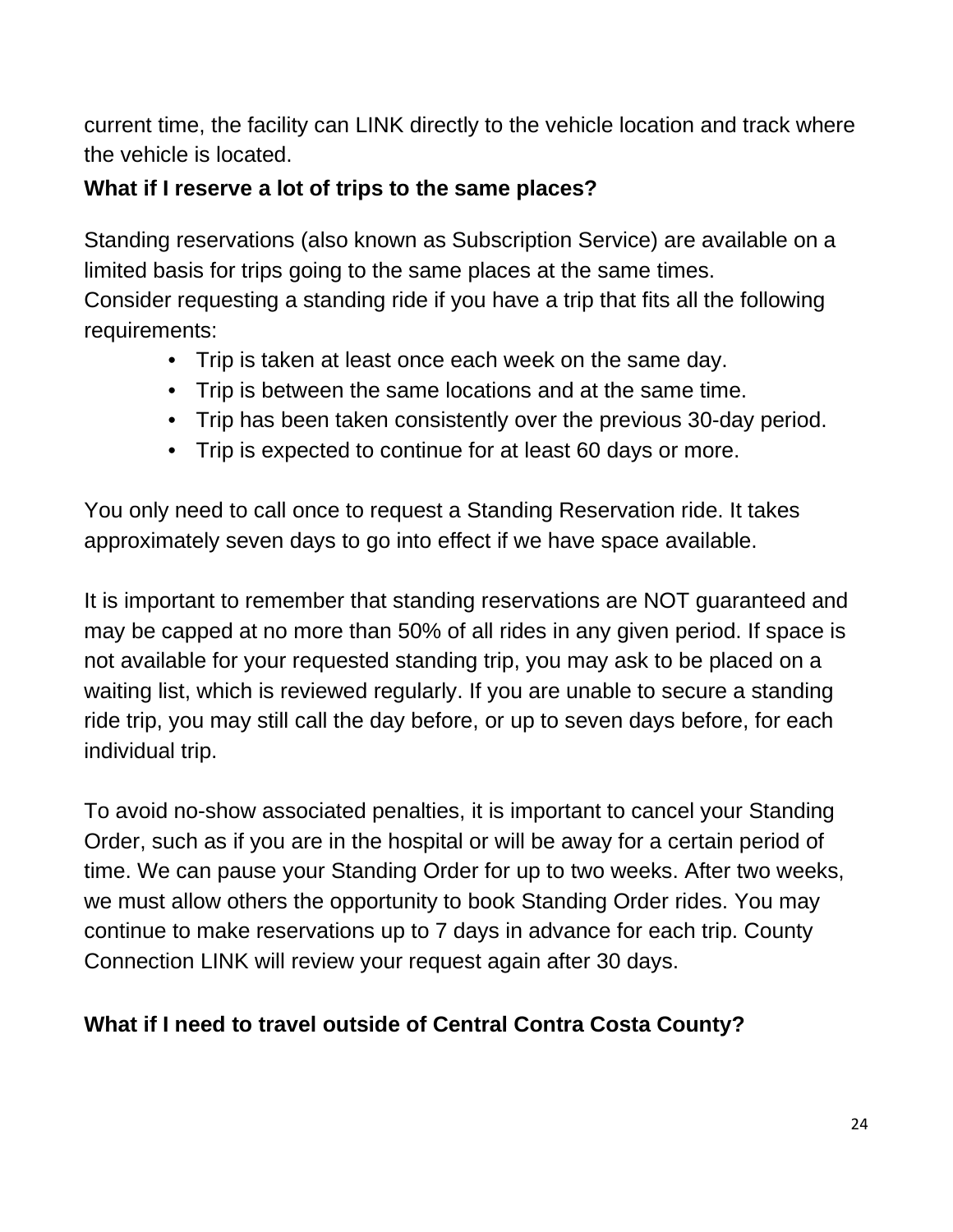current time, the facility can LINK directly to the vehicle location and track where the vehicle is located.

### What if I reserve a lot of trips to the same places?

Standing reservations (also known as Subscription Service) are available on a limited basis for trips going to the same places at the same times.
Consider requesting a standing ride if you have a trip that fits all the following requirements:

- Trip is taken at least once each week on the same day.
- Trip is between the same locations and at the same time.
- Trip has been taken consistently over the previous 30-day period.
- Trip is expected to continue for at least 60 days or more.

You only need to call once to request a Standing Reservation ride. It takes approximately seven days to go into effect if we have space available.

It is important to remember that standing reservations are NOT guaranteed and may be capped at no more than 50% of all rides in any given period. If space is not available for your requested standing trip, you may ask to be placed on a waiting list, which is reviewed regularly. If you are unable to secure a standing ride trip, you may still call the day before, or up to seven days before, for each individual trip.

To avoid no-show associated penalties, it is important to cancel your Standing Order, such as if you are in the hospital or will be away for a certain period of time. We can pause your Standing Order for up to two weeks. After two weeks, we must allow others the opportunity to book Standing Order rides. You may continue to make reservations up to 7 days in advance for each trip. County Connection LINK will review your request again after 30 days.

### What if I need to travel outside of Central Contra Costa County?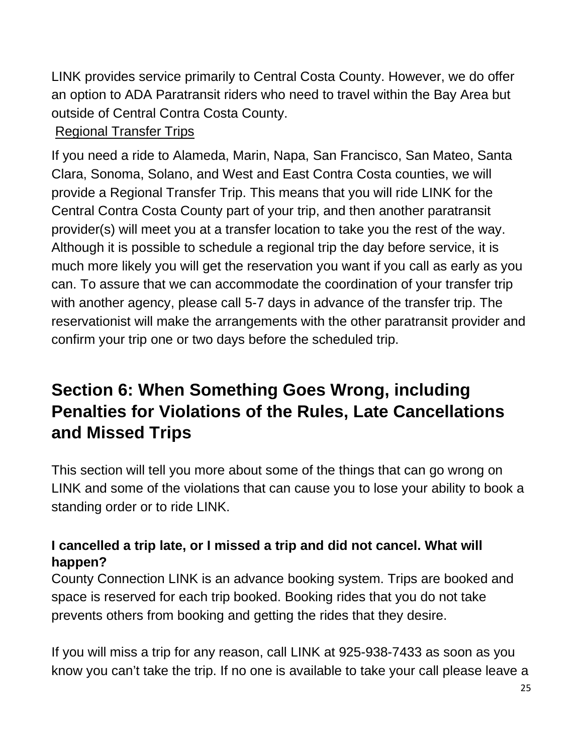LINK provides service primarily to Central Costa County. However, we do offer an option to ADA Paratransit riders who need to travel within the Bay Area but outside of Central Contra Costa County.

Regional Transfer Trips

If you need a ride to Alameda, Marin, Napa, San Francisco, San Mateo, Santa Clara, Sonoma, Solano, and West and East Contra Costa counties, we will provide a Regional Transfer Trip. This means that you will ride LINK for the Central Contra Costa County part of your trip, and then another paratransit provider(s) will meet you at a transfer location to take you the rest of the way. Although it is possible to schedule a regional trip the day before service, it is much more likely you will get the reservation you want if you call as early as you can. To assure that we can accommodate the coordination of your transfer trip with another agency, please call 5-7 days in advance of the transfer trip. The reservationist will make the arrangements with the other paratransit provider and confirm your trip one or two days before the scheduled trip.

## Section 6: When Something Goes Wrong, including Penalties for Violations of the Rules, Late Cancellations and Missed Trips

This section will tell you more about some of the things that can go wrong on LINK and some of the violations that can cause you to lose your ability to book a standing order or to ride LINK.

**I cancelled a trip late, or I missed a trip and did not cancel. What will happen?**

County Connection LINK is an advance booking system. Trips are booked and space is reserved for each trip booked. Booking rides that you do not take prevents others from booking and getting the rides that they desire.

If you will miss a trip for any reason, call LINK at 925-938-7433 as soon as you know you can't take the trip. If no one is available to take your call please leave a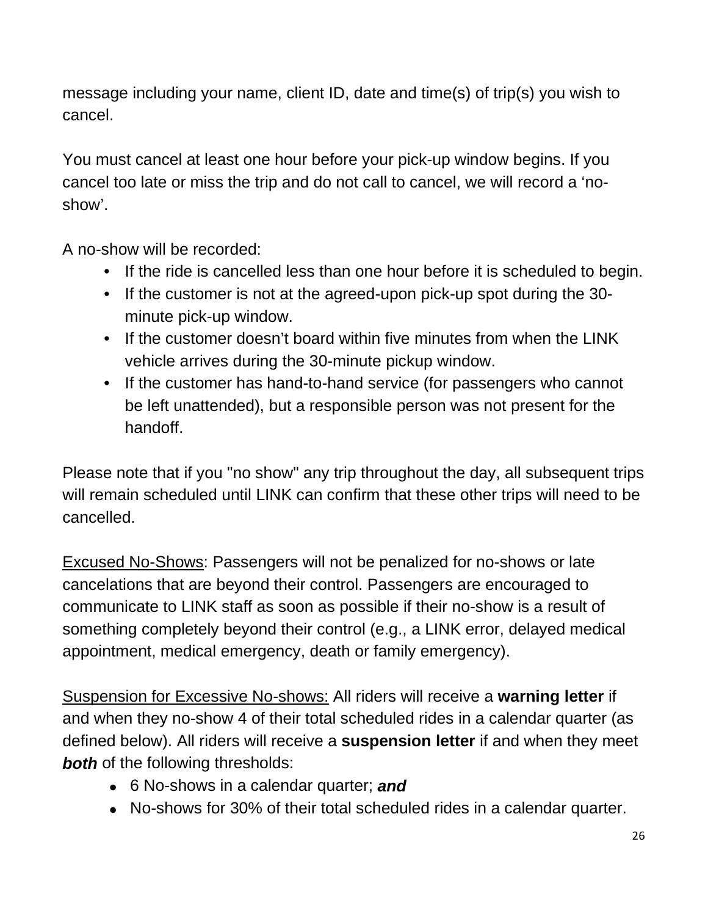message including your name, client ID, date and time(s) of trip(s) you wish to cancel.

You must cancel at least one hour before your pick-up window begins. If you cancel too late or miss the trip and do not call to cancel, we will record a 'no-show'.

A no-show will be recorded:

- If the ride is cancelled less than one hour before it is scheduled to begin.
- If the customer is not at the agreed-upon pick-up spot during the 30-minute pick-up window.
- If the customer doesn't board within five minutes from when the LINK vehicle arrives during the 30-minute pickup window.
- If the customer has hand-to-hand service (for passengers who cannot be left unattended), but a responsible person was not present for the handoff.

Please note that if you "no show" any trip throughout the day, all subsequent trips will remain scheduled until LINK can confirm that these other trips will need to be cancelled.

<u>Excused No-Shows</u>: Passengers will not be penalized for no-shows or late cancelations that are beyond their control. Passengers are encouraged to communicate to LINK staff as soon as possible if their no-show is a result of something completely beyond their control (e.g., a LINK error, delayed medical appointment, medical emergency, death or family emergency).

<u>Suspension for Excessive No-shows:</u> All riders will receive a **warning letter** if and when they no-show 4 of their total scheduled rides in a calendar quarter (as defined below). All riders will receive a **suspension letter** if and when they meet ***both*** of the following thresholds:

- 6 No-shows in a calendar quarter; ***and***
- No-shows for 30% of their total scheduled rides in a calendar quarter.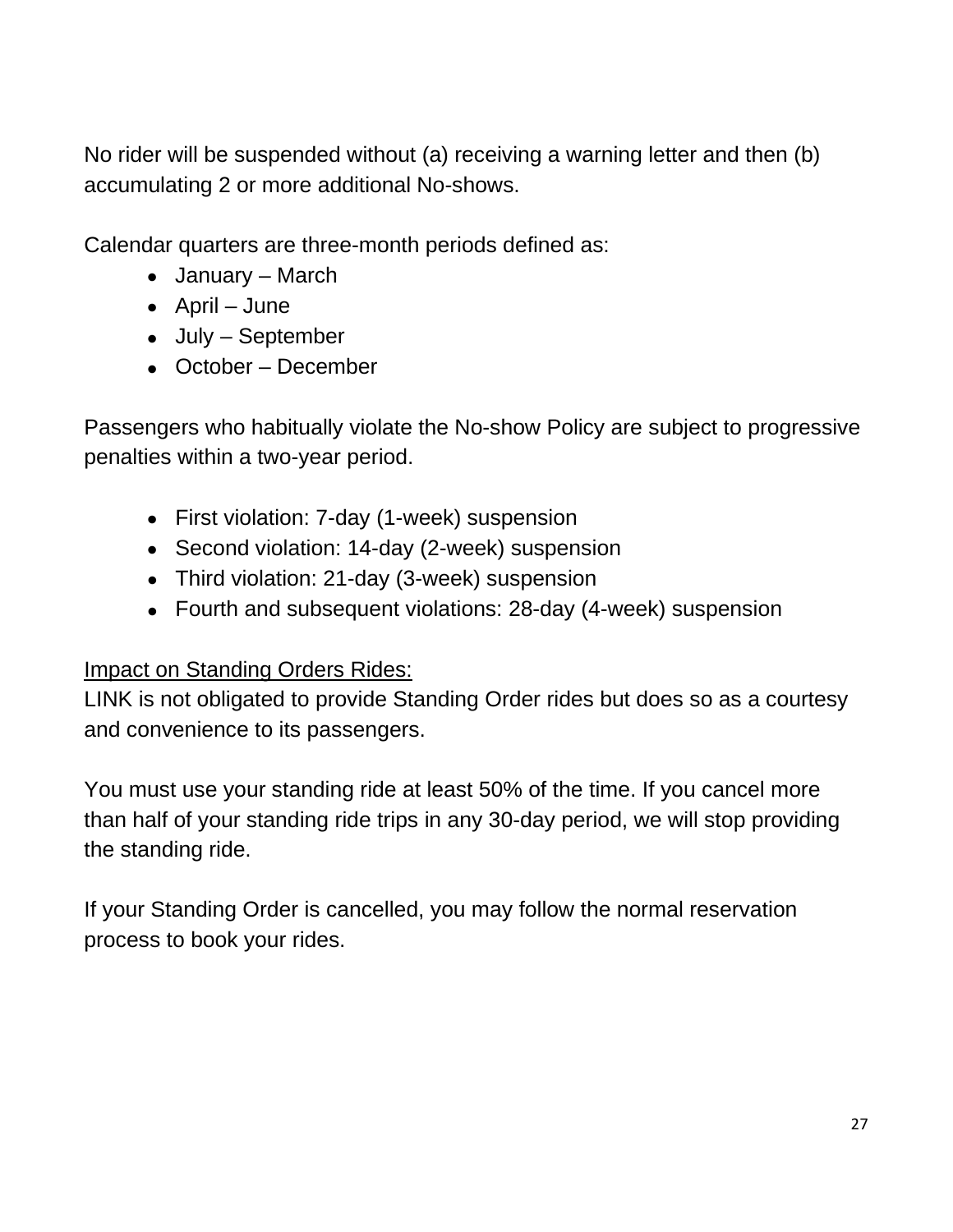No rider will be suspended without (a) receiving a warning letter and then (b) accumulating 2 or more additional No-shows.

Calendar quarters are three-month periods defined as:

- January – March
- April – June
- July – September
- October – December

Passengers who habitually violate the No-show Policy are subject to progressive penalties within a two-year period.

- First violation: 7-day (1-week) suspension
- Second violation: 14-day (2-week) suspension
- Third violation: 21-day (3-week) suspension
- Fourth and subsequent violations: 28-day (4-week) suspension

<u>Impact on Standing Orders Rides:</u>
LINK is not obligated to provide Standing Order rides but does so as a courtesy and convenience to its passengers.

You must use your standing ride at least 50% of the time. If you cancel more than half of your standing ride trips in any 30-day period, we will stop providing the standing ride.

If your Standing Order is cancelled, you may follow the normal reservation process to book your rides.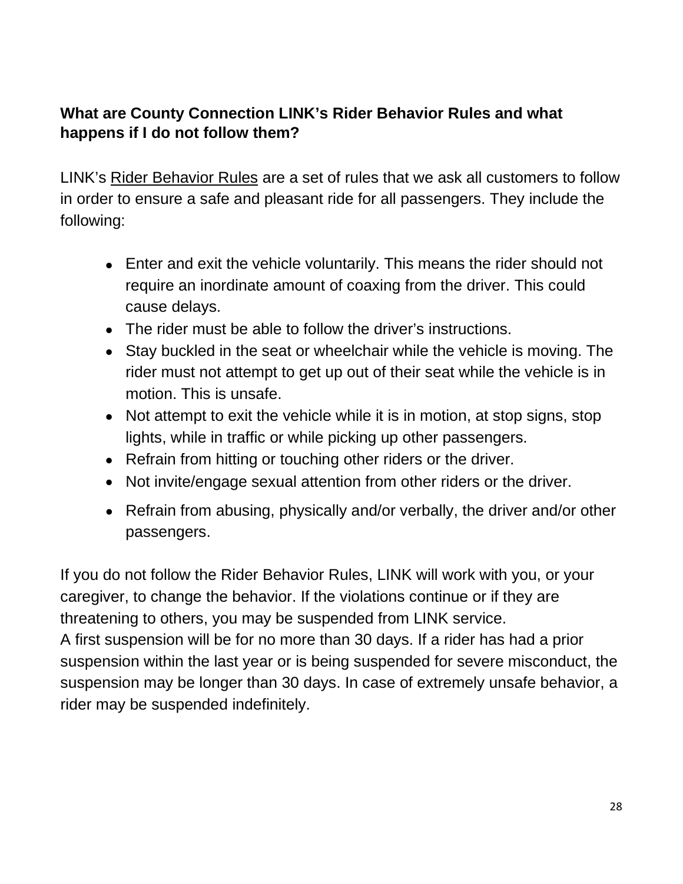**What are County Connection LINK's Rider Behavior Rules and what happens if I do not follow them?**

LINK's Rider Behavior Rules are a set of rules that we ask all customers to follow in order to ensure a safe and pleasant ride for all passengers. They include the following:

- Enter and exit the vehicle voluntarily. This means the rider should not require an inordinate amount of coaxing from the driver. This could cause delays.
- The rider must be able to follow the driver's instructions.
- Stay buckled in the seat or wheelchair while the vehicle is moving. The rider must not attempt to get up out of their seat while the vehicle is in motion. This is unsafe.
- Not attempt to exit the vehicle while it is in motion, at stop signs, stop lights, while in traffic or while picking up other passengers.
- Refrain from hitting or touching other riders or the driver.
- Not invite/engage sexual attention from other riders or the driver.
- Refrain from abusing, physically and/or verbally, the driver and/or other passengers.

If you do not follow the Rider Behavior Rules, LINK will work with you, or your caregiver, to change the behavior. If the violations continue or if they are threatening to others, you may be suspended from LINK service.
A first suspension will be for no more than 30 days. If a rider has had a prior suspension within the last year or is being suspended for severe misconduct, the suspension may be longer than 30 days. In case of extremely unsafe behavior, a rider may be suspended indefinitely.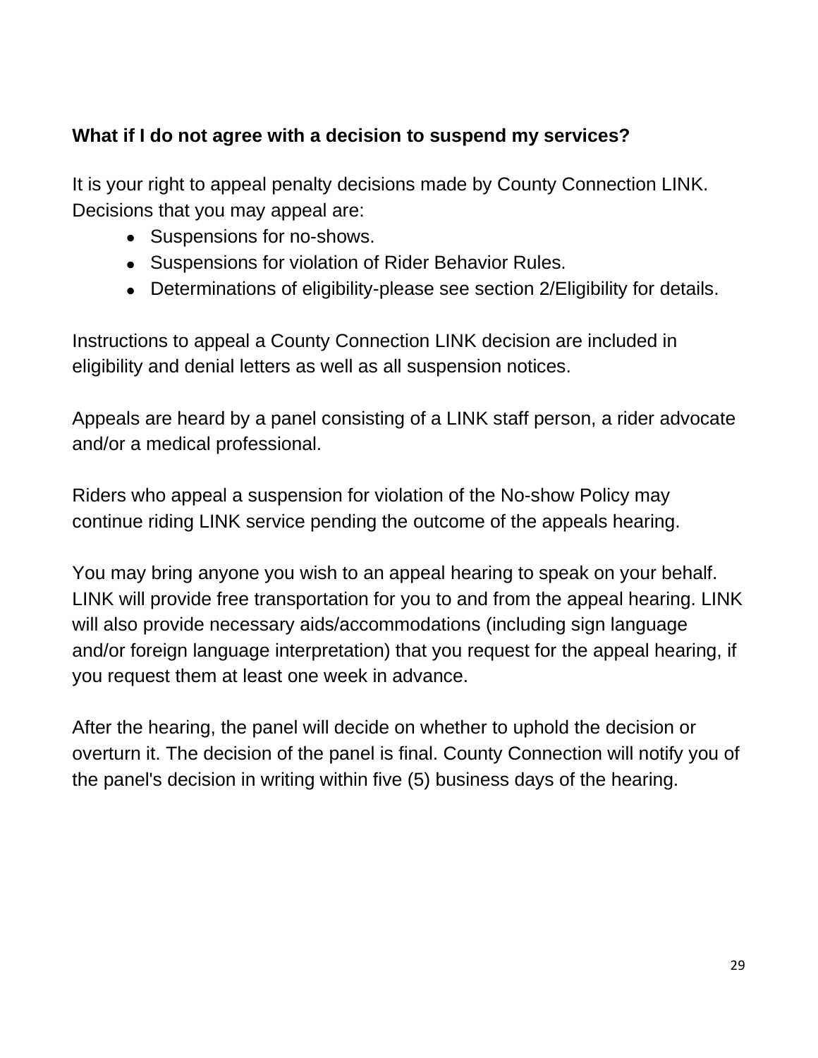**What if I do not agree with a decision to suspend my services?**

It is your right to appeal penalty decisions made by County Connection LINK. Decisions that you may appeal are:

- Suspensions for no-shows.
- Suspensions for violation of Rider Behavior Rules.
- Determinations of eligibility-please see section 2/Eligibility for details.

Instructions to appeal a County Connection LINK decision are included in eligibility and denial letters as well as all suspension notices.

Appeals are heard by a panel consisting of a LINK staff person, a rider advocate and/or a medical professional.

Riders who appeal a suspension for violation of the No-show Policy may continue riding LINK service pending the outcome of the appeals hearing.

You may bring anyone you wish to an appeal hearing to speak on your behalf. LINK will provide free transportation for you to and from the appeal hearing. LINK will also provide necessary aids/accommodations (including sign language and/or foreign language interpretation) that you request for the appeal hearing, if you request them at least one week in advance.

After the hearing, the panel will decide on whether to uphold the decision or overturn it. The decision of the panel is final. County Connection will notify you of the panel's decision in writing within five (5) business days of the hearing.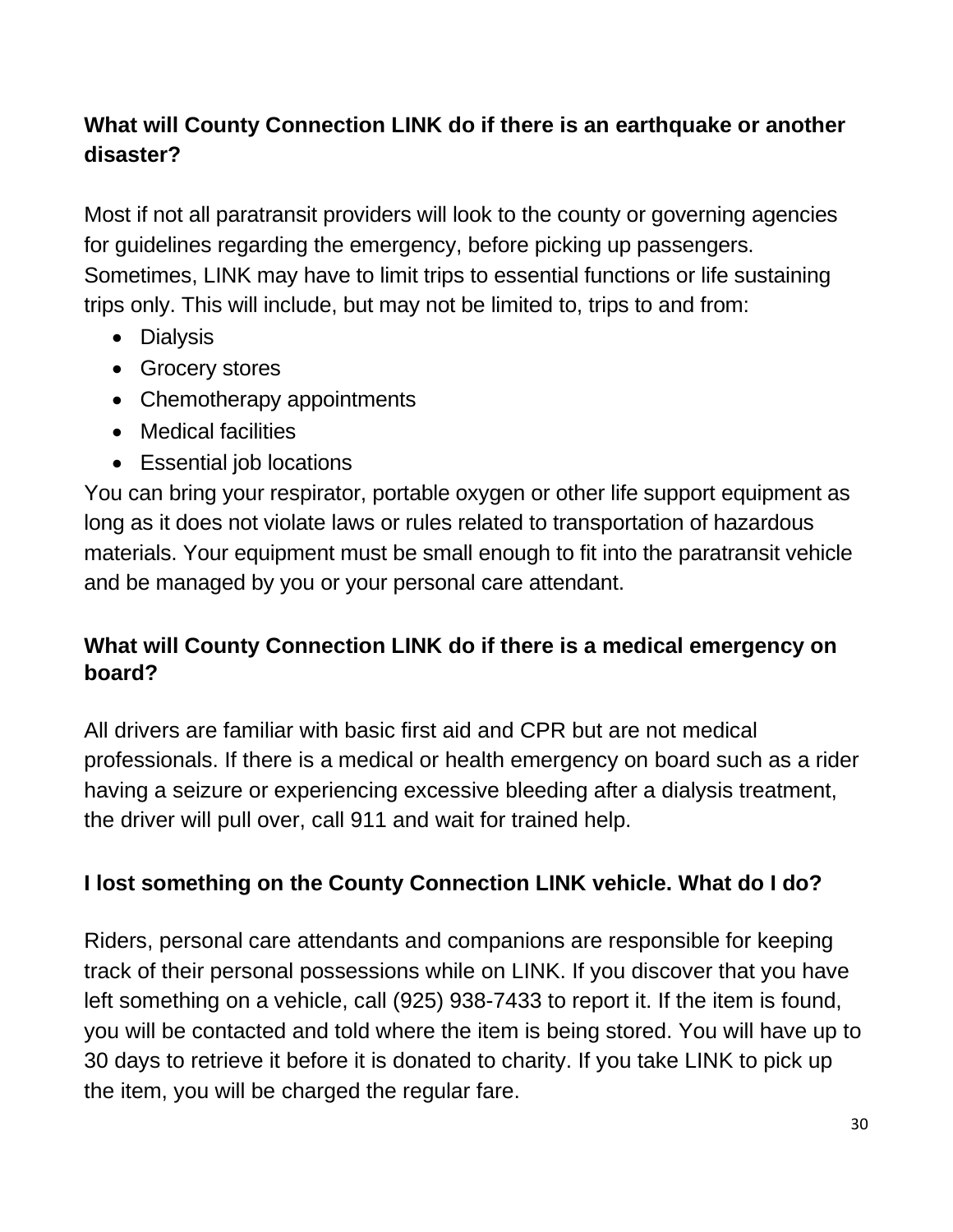### What will County Connection LINK do if there is an earthquake or another disaster?

Most if not all paratransit providers will look to the county or governing agencies for guidelines regarding the emergency, before picking up passengers. Sometimes, LINK may have to limit trips to essential functions or life sustaining trips only. This will include, but may not be limited to, trips to and from:

- Dialysis
- Grocery stores
- Chemotherapy appointments
- Medical facilities
- Essential job locations

You can bring your respirator, portable oxygen or other life support equipment as long as it does not violate laws or rules related to transportation of hazardous materials. Your equipment must be small enough to fit into the paratransit vehicle and be managed by you or your personal care attendant.

### What will County Connection LINK do if there is a medical emergency on board?

All drivers are familiar with basic first aid and CPR but are not medical professionals. If there is a medical or health emergency on board such as a rider having a seizure or experiencing excessive bleeding after a dialysis treatment, the driver will pull over, call 911 and wait for trained help.

### I lost something on the County Connection LINK vehicle. What do I do?

Riders, personal care attendants and companions are responsible for keeping track of their personal possessions while on LINK. If you discover that you have left something on a vehicle, call (925) 938-7433 to report it. If the item is found, you will be contacted and told where the item is being stored. You will have up to 30 days to retrieve it before it is donated to charity. If you take LINK to pick up the item, you will be charged the regular fare.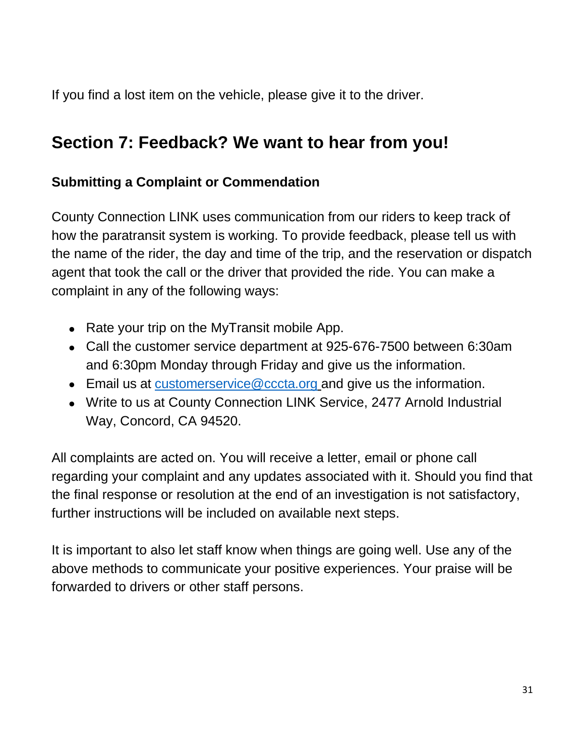If you find a lost item on the vehicle, please give it to the driver.

## Section 7: Feedback? We want to hear from you!

### Submitting a Complaint or Commendation

County Connection LINK uses communication from our riders to keep track of how the paratransit system is working. To provide feedback, please tell us with the name of the rider, the day and time of the trip, and the reservation or dispatch agent that took the call or the driver that provided the ride. You can make a complaint in any of the following ways:

- Rate your trip on the MyTransit mobile App.
- Call the customer service department at 925-676-7500 between 6:30am and 6:30pm Monday through Friday and give us the information.
- Email us at customerservice@cccta.org and give us the information.
- Write to us at County Connection LINK Service, 2477 Arnold Industrial Way, Concord, CA 94520.

All complaints are acted on. You will receive a letter, email or phone call regarding your complaint and any updates associated with it. Should you find that the final response or resolution at the end of an investigation is not satisfactory, further instructions will be included on available next steps.

It is important to also let staff know when things are going well. Use any of the above methods to communicate your positive experiences. Your praise will be forwarded to drivers or other staff persons.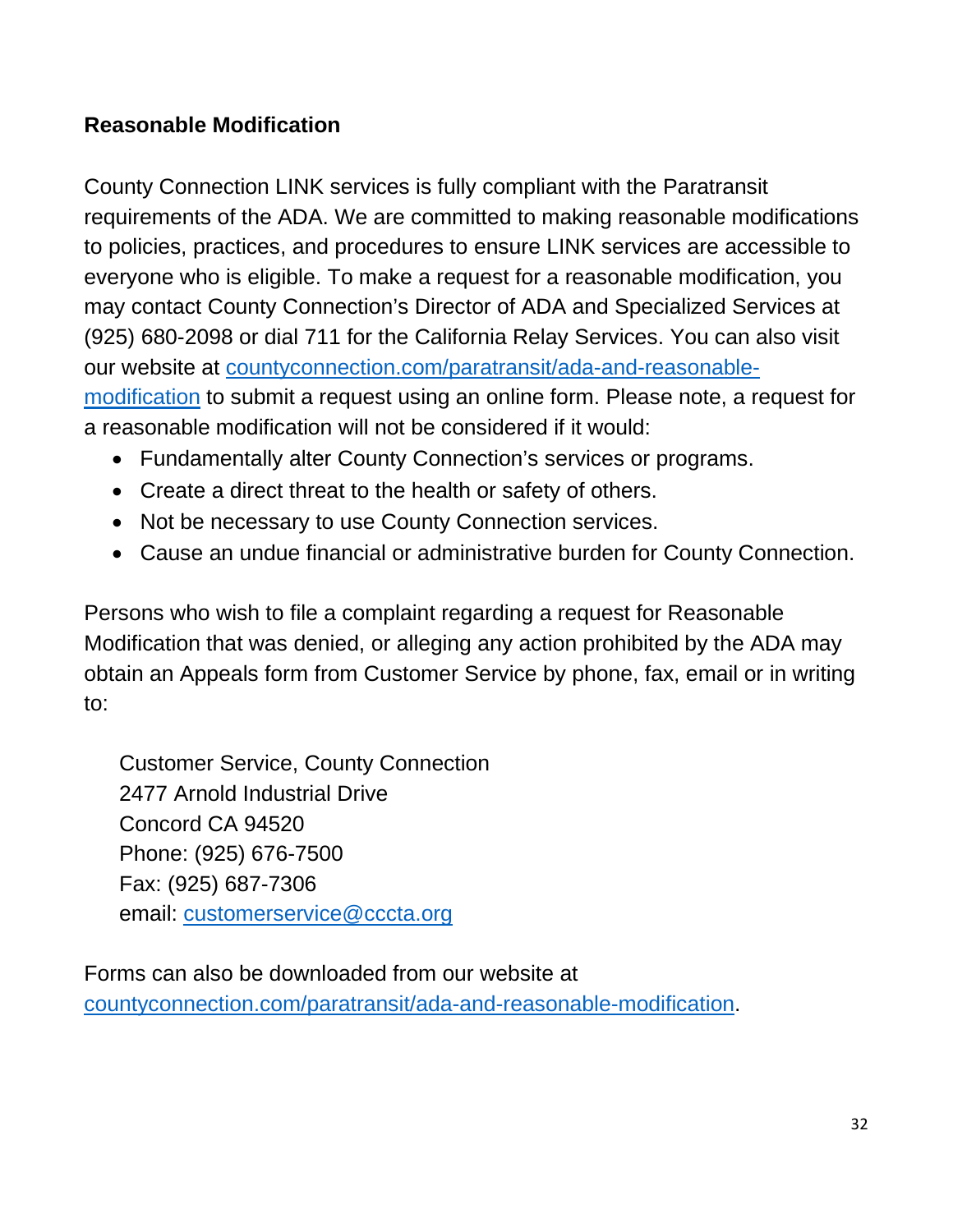**Reasonable Modification**

County Connection LINK services is fully compliant with the Paratransit requirements of the ADA. We are committed to making reasonable modifications to policies, practices, and procedures to ensure LINK services are accessible to everyone who is eligible. To make a request for a reasonable modification, you may contact County Connection's Director of ADA and Specialized Services at (925) 680-2098 or dial 711 for the California Relay Services. You can also visit our website at [countyconnection.com/paratransit/ada-and-reasonable-modification](countyconnection.com/paratransit/ada-and-reasonable-modification) to submit a request using an online form. Please note, a request for a reasonable modification will not be considered if it would:

- Fundamentally alter County Connection's services or programs.
- Create a direct threat to the health or safety of others.
- Not be necessary to use County Connection services.
- Cause an undue financial or administrative burden for County Connection.

Persons who wish to file a complaint regarding a request for Reasonable Modification that was denied, or alleging any action prohibited by the ADA may obtain an Appeals form from Customer Service by phone, fax, email or in writing to:

Customer Service, County Connection
2477 Arnold Industrial Drive
Concord CA 94520
Phone: (925) 676-7500
Fax: (925) 687-7306
email: [customerservice@cccta.org](mailto:customerservice@cccta.org)

Forms can also be downloaded from our website at [countyconnection.com/paratransit/ada-and-reasonable-modification](countyconnection.com/paratransit/ada-and-reasonable-modification).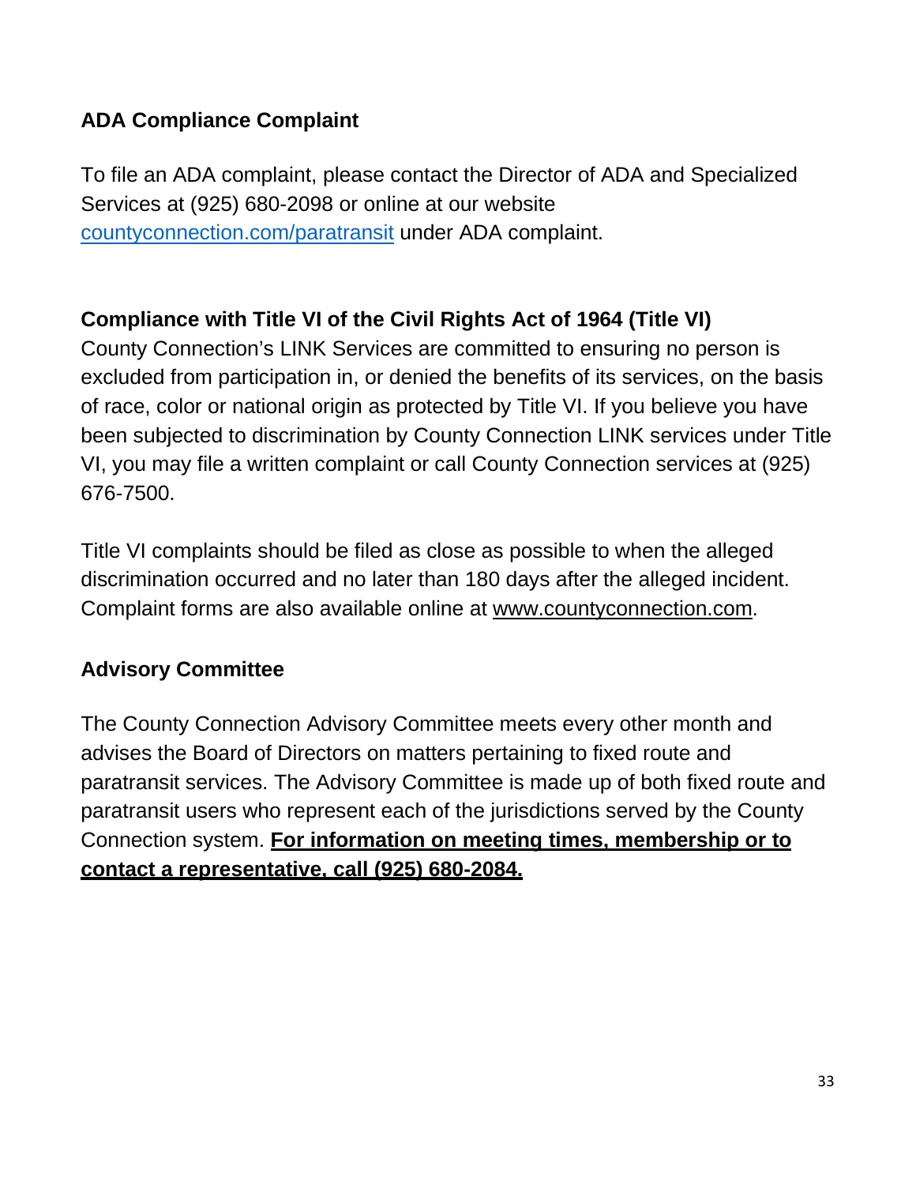**ADA Compliance Complaint**

To file an ADA complaint, please contact the Director of ADA and Specialized Services at (925) 680-2098 or online at our website [countyconnection.com/paratransit](countyconnection.com/paratransit) under ADA complaint.

**Compliance with Title VI of the Civil Rights Act of 1964 (Title VI)**

County Connection's LINK Services are committed to ensuring no person is excluded from participation in, or denied the benefits of its services, on the basis of race, color or national origin as protected by Title VI. If you believe you have been subjected to discrimination by County Connection LINK services under Title VI, you may file a written complaint or call County Connection services at (925) 676-7500.

Title VI complaints should be filed as close as possible to when the alleged discrimination occurred and no later than 180 days after the alleged incident. Complaint forms are also available online at www.countyconnection.com.

**Advisory Committee**

The County Connection Advisory Committee meets every other month and advises the Board of Directors on matters pertaining to fixed route and paratransit services. The Advisory Committee is made up of both fixed route and paratransit users who represent each of the jurisdictions served by the County Connection system. **For information on meeting times, membership or to contact a representative, call (925) 680-2084.**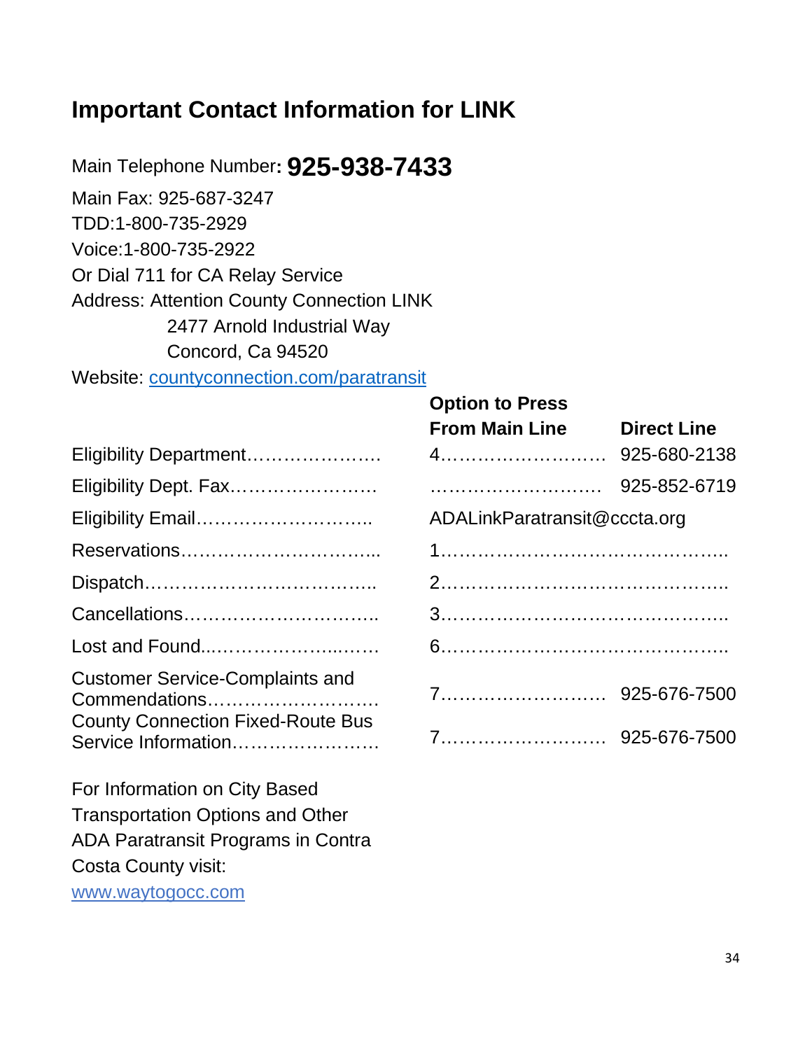# Important Contact Information for LINK

Main Telephone Number: **925-938-7433**

Main Fax: 925-687-3247

TDD:1-800-735-2929

Voice:1-800-735-2922

Or Dial 711 for CA Relay Service

Address: Attention County Connection LINK
2477 Arnold Industrial Way
Concord, Ca 94520

Website: [countyconnection.com/paratransit](countyconnection.com/paratransit)

| | Option to Press From Main Line | Direct Line |
|---|---|---|
| Eligibility Department | 4 | 925-680-2138 |
| Eligibility Dept. Fax | | 925-852-6719 |
| Eligibility Email | ADALinkParatransit@cccta.org | |
| Reservations | 1 | |
| Dispatch | 2 | |
| Cancellations | 3 | |
| Lost and Found | 6 | |
| Customer Service-Complaints and Commendations | 7 | 925-676-7500 |
| County Connection Fixed-Route Bus Service Information | 7 | 925-676-7500 |

For Information on City Based Transportation Options and Other ADA Paratransit Programs in Contra Costa County visit:

[www.waytogocc.com](www.waytogocc.com)